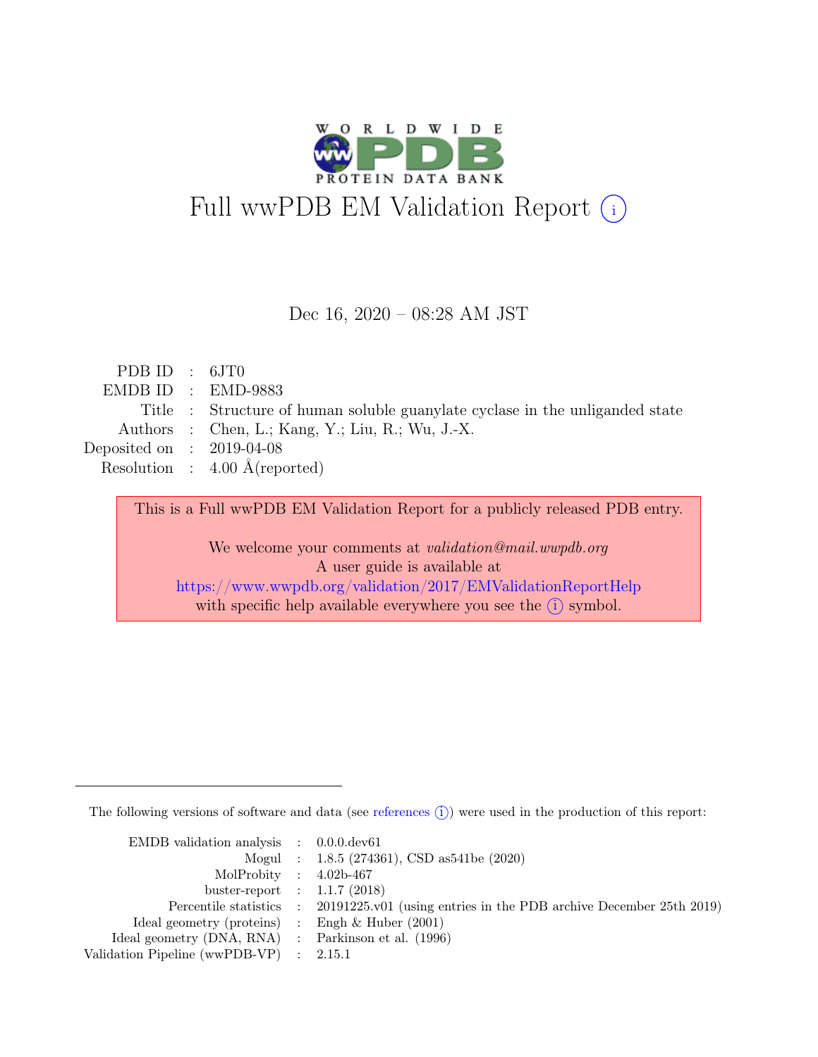# Full wwPDB EM Validation Report (i)

Dec 16, 2020 – 08:28 AM JST

| | | |
|---|---|---|
| PDB ID | : | 6JT0 |
| EMDB ID | : | EMD-9883 |
| Title | : | Structure of human soluble guanylate cyclase in the unliganded state |
| Authors | : | Chen, L.; Kang, Y.; Liu, R.; Wu, J.-X. |
| Deposited on | : | 2019-04-08 |
| Resolution | : | 4.00 Å(reported) |

This is a Full wwPDB EM Validation Report for a publicly released PDB entry.

We welcome your comments at *validation@mail.wwpdb.org*
A user guide is available at
https://www.wwpdb.org/validation/2017/EMValidationReportHelp
with specific help available everywhere you see the (i) symbol.

The following versions of software and data (see references (i)) were used in the production of this report:

| | | |
|---|---|---|
| EMDB validation analysis | : | 0.0.0.dev61 |
| Mogul | : | 1.8.5 (274361), CSD as541be (2020) |
| MolProbity | : | 4.02b-467 |
| buster-report | : | 1.1.7 (2018) |
| Percentile statistics | : | 20191225.v01 (using entries in the PDB archive December 25th 2019) |
| Ideal geometry (proteins) | : | Engh & Huber (2001) |
| Ideal geometry (DNA, RNA) | : | Parkinson et al. (1996) |
| Validation Pipeline (wwPDB-VP) | : | 2.15.1 |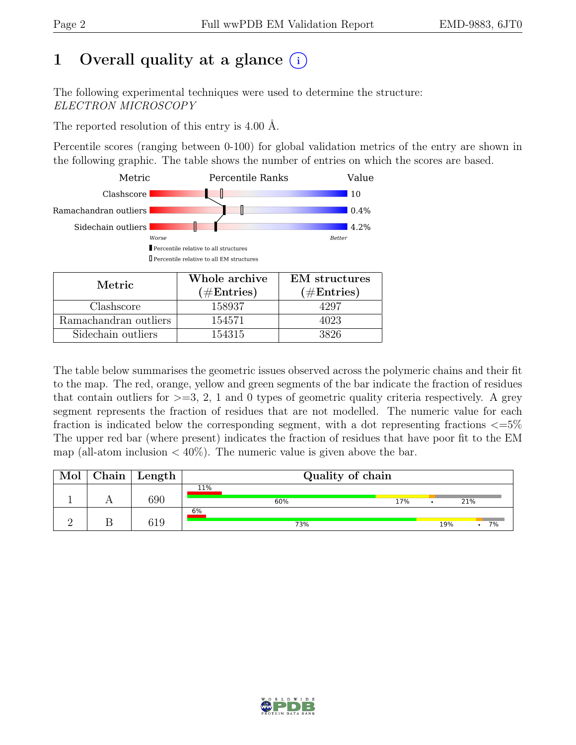# 1 Overall quality at a glance (i)

The following experimental techniques were used to determine the structure:
*ELECTRON MICROSCOPY*

The reported resolution of this entry is 4.00 Å.

Percentile scores (ranging between 0-100) for global validation metrics of the entry are shown in the following graphic. The table shows the number of entries on which the scores are based.

| Metric | Value |
|---|---|
| Clashscore | 10 |
| Ramachandran outliers | 0.4% |
| Sidechain outliers | 4.2% |

Worse — Better

▮ Percentile relative to all structures

▯ Percentile relative to all EM structures

| Metric | Whole archive (#Entries) | EM structures (#Entries) |
|---|---|---|
| Clashscore | 158937 | 4297 |
| Ramachandran outliers | 154571 | 4023 |
| Sidechain outliers | 154315 | 3826 |

The table below summarises the geometric issues observed across the polymeric chains and their fit to the map. The red, orange, yellow and green segments of the bar indicate the fraction of residues that contain outliers for >=3, 2, 1 and 0 types of geometric quality criteria respectively. A grey segment represents the fraction of residues that are not modelled. The numeric value for each fraction is indicated below the corresponding segment, with a dot representing fractions <=5% The upper red bar (where present) indicates the fraction of residues that have poor fit to the EM map (all-atom inclusion < 40%). The numeric value is given above the bar.

| Mol | Chain | Length | Quality of chain |
|---|---|---|---|
| 1 | A | 690 | 11% (poor fit); 60% green, 17% yellow, • orange, 21% grey |
| 2 | B | 619 | 6% (poor fit); 73% green, 19% yellow, • orange, 7% grey |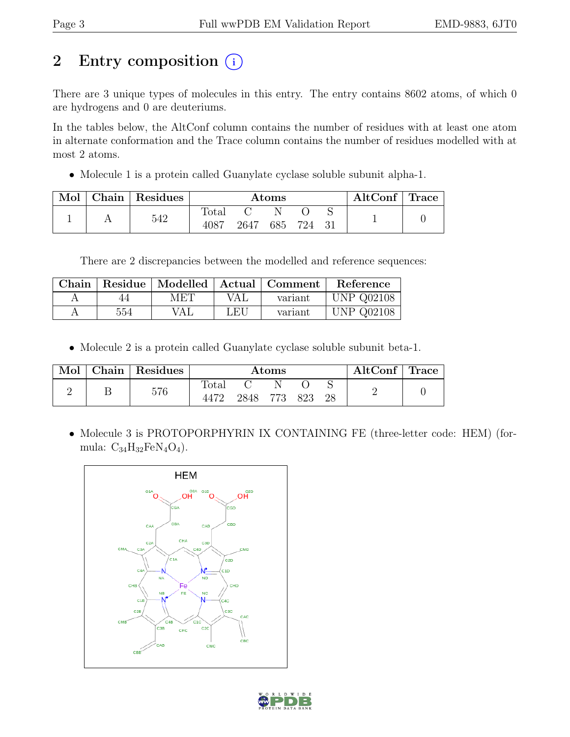# 2 Entry composition (i)

There are 3 unique types of molecules in this entry. The entry contains 8602 atoms, of which 0 are hydrogens and 0 are deuteriums.

In the tables below, the AltConf column contains the number of residues with at least one atom in alternate conformation and the Trace column contains the number of residues modelled with at most 2 atoms.

- Molecule 1 is a protein called Guanylate cyclase soluble subunit alpha-1.

| Mol | Chain | Residues | Atoms | | | | | AltConf | Trace |
|---|---|---|---|---|---|---|---|---|---|
| | | | Total | C | N | O | S | | |
| 1 | A | 542 | 4087 | 2647 | 685 | 724 | 31 | 1 | 0 |

There are 2 discrepancies between the modelled and reference sequences:

| Chain | Residue | Modelled | Actual | Comment | Reference |
|---|---|---|---|---|---|
| A | 44 | MET | VAL | variant | UNP Q02108 |
| A | 554 | VAL | LEU | variant | UNP Q02108 |

- Molecule 2 is a protein called Guanylate cyclase soluble subunit beta-1.

| Mol | Chain | Residues | Atoms | | | | | AltConf | Trace |
|---|---|---|---|---|---|---|---|---|---|
| | | | Total | C | N | O | S | | |
| 2 | B | 576 | 4472 | 2848 | 773 | 823 | 28 | 2 | 0 |

- Molecule 3 is PROTOPORPHYRIN IX CONTAINING FE (three-letter code: HEM) (formula: $C_{34}H_{32}FeN_4O_4$).

HEM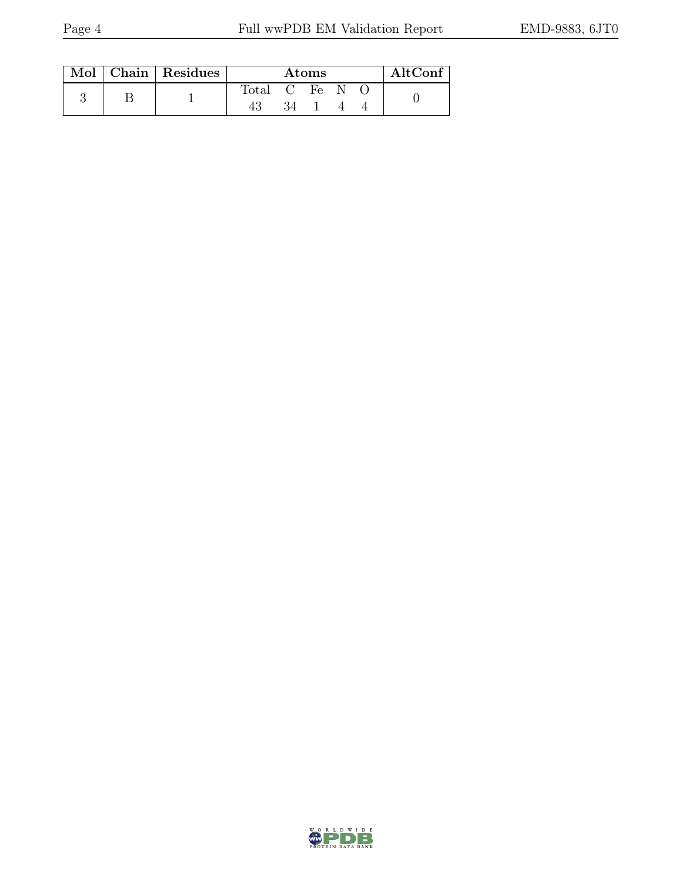| Mol | Chain | Residues | Atoms | | | | | AltConf |
|---|---|---|---|---|---|---|---|---|
| | | | Total | C | Fe | N | O | |
| 3 | B | 1 | 43 | 34 | 1 | 4 | 4 | 0 |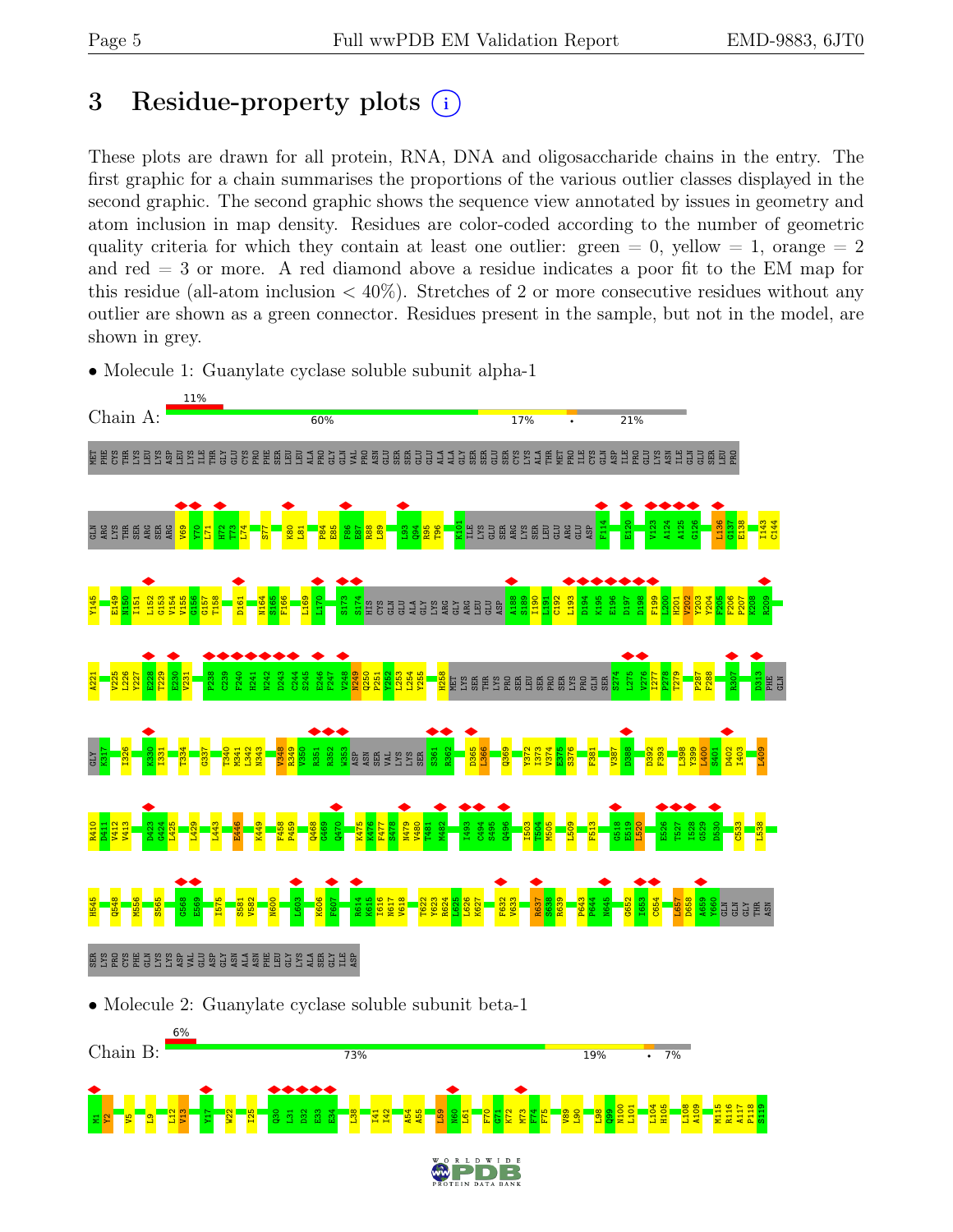# 3 Residue-property plots

These plots are drawn for all protein, RNA, DNA and oligosaccharide chains in the entry. The first graphic for a chain summarises the proportions of the various outlier classes displayed in the second graphic. The second graphic shows the sequence view annotated by issues in geometry and atom inclusion in map density. Residues are color-coded according to the number of geometric quality criteria for which they contain at least one outlier: green = 0, yellow = 1, orange = 2 and red = 3 or more. A red diamond above a residue indicates a poor fit to the EM map for this residue (all-atom inclusion < 40%). Stretches of 2 or more consecutive residues without any outlier are shown as a green connector. Residues present in the sample, but not in the model, are shown in grey.

- Molecule 1: Guanylate cyclase soluble subunit alpha-1

Chain A:

11%

60%

17%

•

21%

- Molecule 2: Guanylate cyclase soluble subunit beta-1

Chain B:

6%

73%

19%

•

7%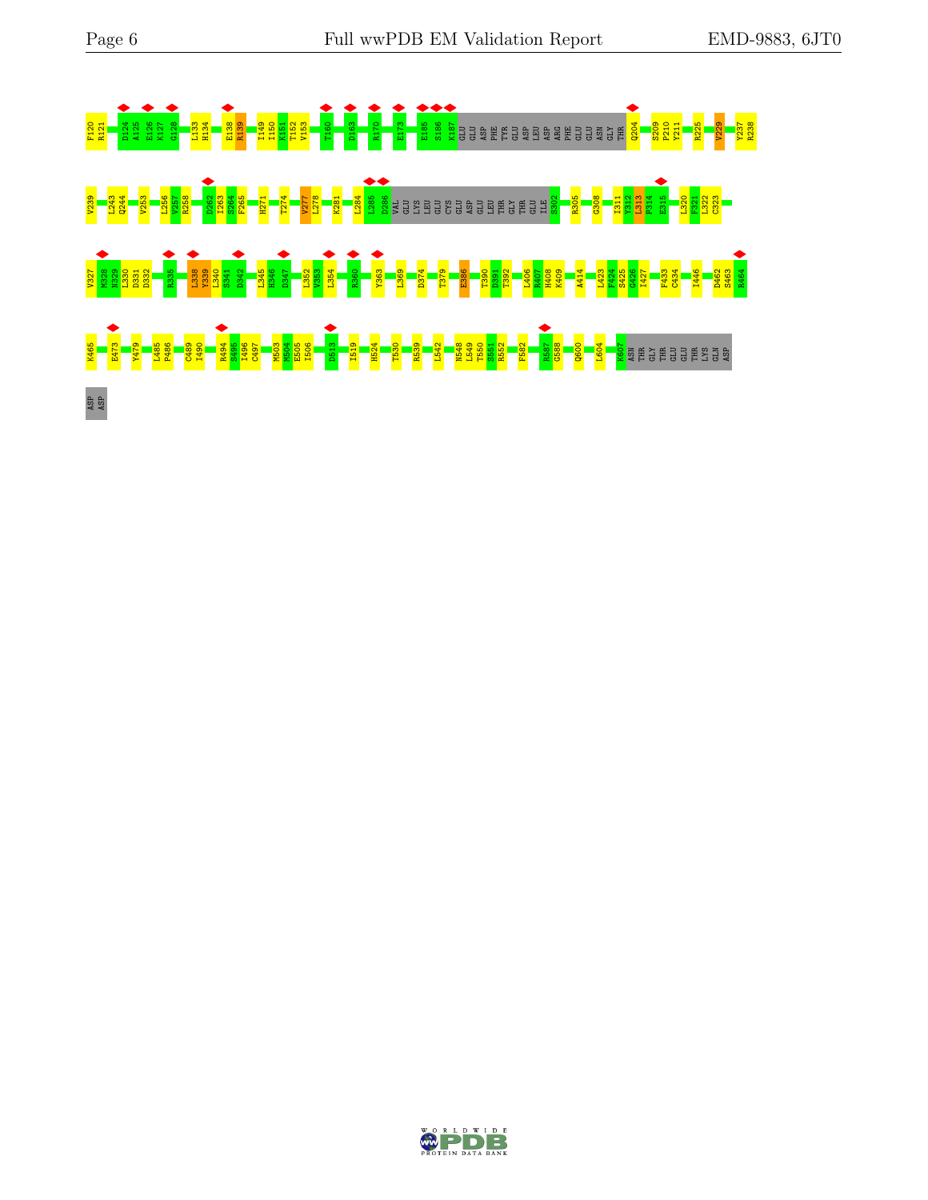F120
R121
D124
A125
E126
K127
G128
L133
H134
E138
R139
I149
I150
K151
T152
V153
T160
D163
R170
E173
E185
S186
K187
GLU
GLU
ASP
PHE
TYR
GLU
ASP
LEU
ASP
ARG
PHE
GLU
GLU
ASN
GLY
THR
Q204
S209
P210
Y211
R225
V229
Y237
R238

V239
L243
Q244
V253
L256
V257
R258
D262
I263
S264
F265
H271
T274
V277
L278
K281
L284
L285
D286
VAL
GLU
LYS
LEU
GLU
CYS
GLU
ASP
GLU
LEU
THR
GLY
THR
GLU
ILE
S302
R305
G308
I311
Y312
L313
P314
E315
L320
F321
L322
C323

V327
M328
N329
L330
D331
D332
R335
L338
Y339
L340
S341
D342
L345
H346
D347
L352
V353
L354
R360
Y363
L369
D374
T379
E386
T390
D391
T392
L406
K407
H408
K409
A414
L423
F424
S425
G426
I427
F433
C434
I446
D462
S463
R464

K465
E473
Y479
L485
P486
C489
I490
R494
S495
I496
C497
M503
M504
E505
I506
D513
I519
H524
T530
R539
L542
N548
L549
T550
S551
R552
F582
R587
G588
Q600
L604
K607
ASN
THR
GLY
THR
GLU
GLU
THR
LYS
GLN
ASP

ASP
ASP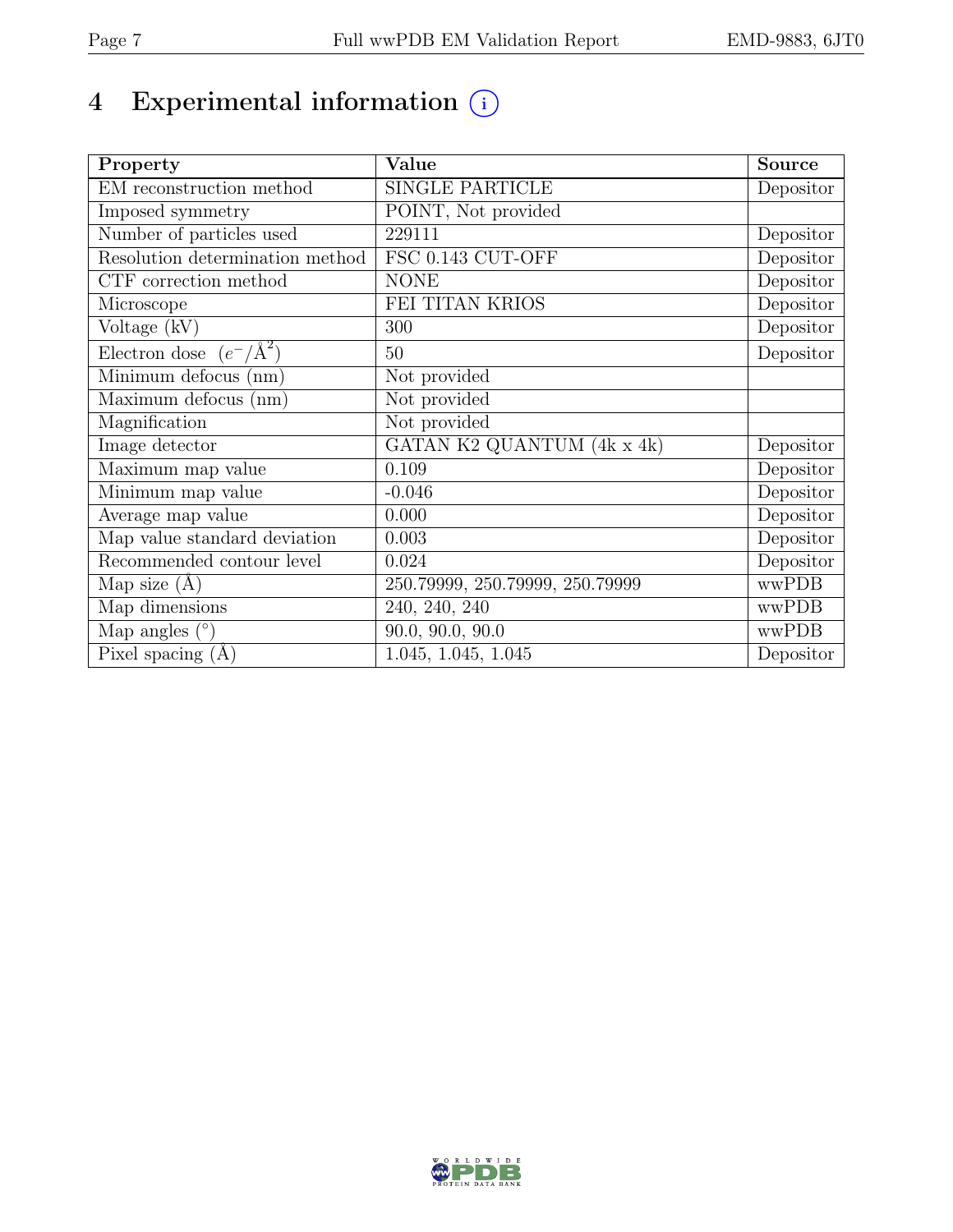# 4 Experimental information

| Property | Value | Source |
|---|---|---|
| EM reconstruction method | SINGLE PARTICLE | Depositor |
| Imposed symmetry | POINT, Not provided | |
| Number of particles used | 229111 | Depositor |
| Resolution determination method | FSC 0.143 CUT-OFF | Depositor |
| CTF correction method | NONE | Depositor |
| Microscope | FEI TITAN KRIOS | Depositor |
| Voltage (kV) | 300 | Depositor |
| Electron dose ($e^-/\text{Å}^2$) | 50 | Depositor |
| Minimum defocus (nm) | Not provided | |
| Maximum defocus (nm) | Not provided | |
| Magnification | Not provided | |
| Image detector | GATAN K2 QUANTUM (4k x 4k) | Depositor |
| Maximum map value | 0.109 | Depositor |
| Minimum map value | -0.046 | Depositor |
| Average map value | 0.000 | Depositor |
| Map value standard deviation | 0.003 | Depositor |
| Recommended contour level | 0.024 | Depositor |
| Map size (Å) | 250.79999, 250.79999, 250.79999 | wwPDB |
| Map dimensions | 240, 240, 240 | wwPDB |
| Map angles (°) | 90.0, 90.0, 90.0 | wwPDB |
| Pixel spacing (Å) | 1.045, 1.045, 1.045 | Depositor |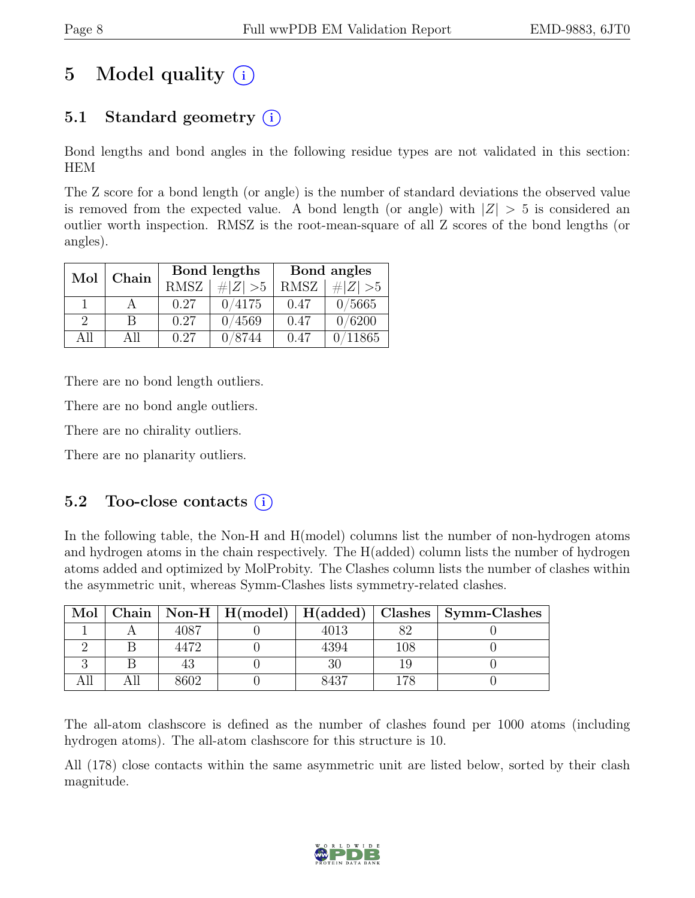# 5 Model quality (i)

## 5.1 Standard geometry (i)

Bond lengths and bond angles in the following residue types are not validated in this section: HEM

The Z score for a bond length (or angle) is the number of standard deviations the observed value is removed from the expected value. A bond length (or angle) with $|Z| > 5$ is considered an outlier worth inspection. RMSZ is the root-mean-square of all Z scores of the bond lengths (or angles).

| Mol | Chain | Bond lengths | | Bond angles | |
|---|---|---|---|---|---|
| | | RMSZ | $\#\|Z\| > 5$ | RMSZ | $\#\|Z\| > 5$ |
| 1 | A | 0.27 | 0/4175 | 0.47 | 0/5665 |
| 2 | B | 0.27 | 0/4569 | 0.47 | 0/6200 |
| All | All | 0.27 | 0/8744 | 0.47 | 0/11865 |

There are no bond length outliers.

There are no bond angle outliers.

There are no chirality outliers.

There are no planarity outliers.

## 5.2 Too-close contacts (i)

In the following table, the Non-H and H(model) columns list the number of non-hydrogen atoms and hydrogen atoms in the chain respectively. The H(added) column lists the number of hydrogen atoms added and optimized by MolProbity. The Clashes column lists the number of clashes within the asymmetric unit, whereas Symm-Clashes lists symmetry-related clashes.

| Mol | Chain | Non-H | H(model) | H(added) | Clashes | Symm-Clashes |
|---|---|---|---|---|---|---|
| 1 | A | 4087 | 0 | 4013 | 82 | 0 |
| 2 | B | 4472 | 0 | 4394 | 108 | 0 |
| 3 | B | 43 | 0 | 30 | 19 | 0 |
| All | All | 8602 | 0 | 8437 | 178 | 0 |

The all-atom clashscore is defined as the number of clashes found per 1000 atoms (including hydrogen atoms). The all-atom clashscore for this structure is 10.

All (178) close contacts within the same asymmetric unit are listed below, sorted by their clash magnitude.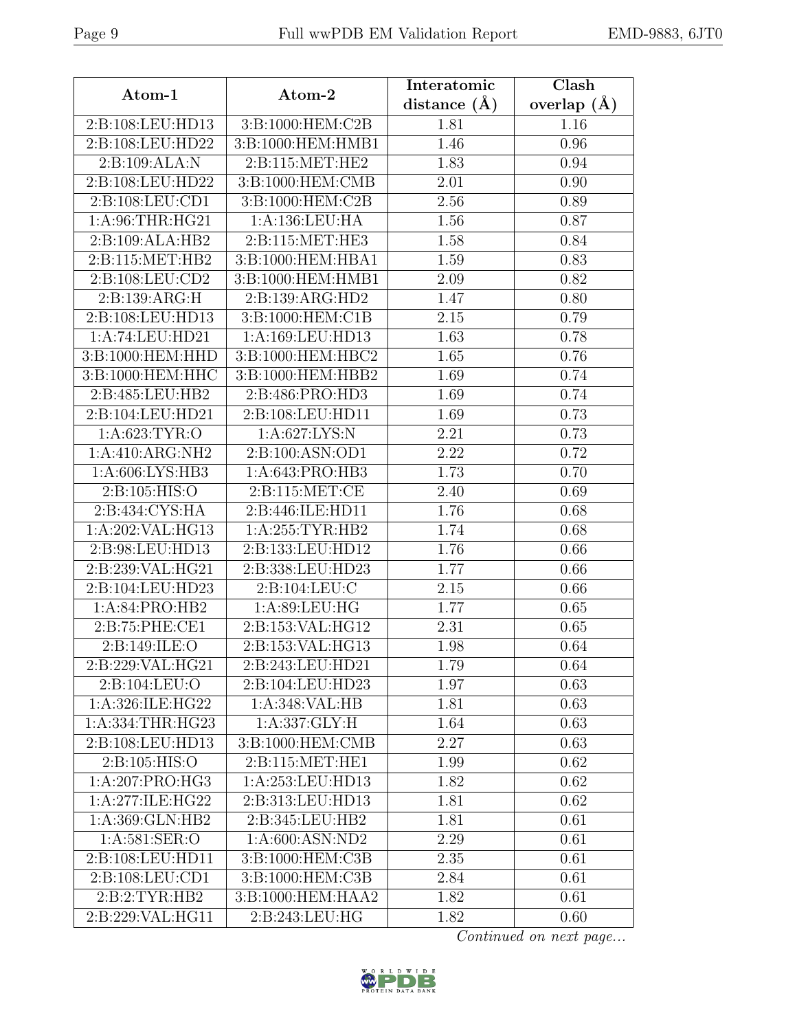| Atom-1 | Atom-2 | Interatomic distance (Å) | Clash overlap (Å) |
|---|---|---|---|
| 2:B:108:LEU:HD13 | 3:B:1000:HEM:C2B | 1.81 | 1.16 |
| 2:B:108:LEU:HD22 | 3:B:1000:HEM:HMB1 | 1.46 | 0.96 |
| 2:B:109:ALA:N | 2:B:115:MET:HE2 | 1.83 | 0.94 |
| 2:B:108:LEU:HD22 | 3:B:1000:HEM:CMB | 2.01 | 0.90 |
| 2:B:108:LEU:CD1 | 3:B:1000:HEM:C2B | 2.56 | 0.89 |
| 1:A:96:THR:HG21 | 1:A:136:LEU:HA | 1.56 | 0.87 |
| 2:B:109:ALA:HB2 | 2:B:115:MET:HE3 | 1.58 | 0.84 |
| 2:B:115:MET:HB2 | 3:B:1000:HEM:HBA1 | 1.59 | 0.83 |
| 2:B:108:LEU:CD2 | 3:B:1000:HEM:HMB1 | 2.09 | 0.82 |
| 2:B:139:ARG:H | 2:B:139:ARG:HD2 | 1.47 | 0.80 |
| 2:B:108:LEU:HD13 | 3:B:1000:HEM:C1B | 2.15 | 0.79 |
| 1:A:74:LEU:HD21 | 1:A:169:LEU:HD13 | 1.63 | 0.78 |
| 3:B:1000:HEM:HHD | 3:B:1000:HEM:HBC2 | 1.65 | 0.76 |
| 3:B:1000:HEM:HHC | 3:B:1000:HEM:HBB2 | 1.69 | 0.74 |
| 2:B:485:LEU:HB2 | 2:B:486:PRO:HD3 | 1.69 | 0.74 |
| 2:B:104:LEU:HD21 | 2:B:108:LEU:HD11 | 1.69 | 0.73 |
| 1:A:623:TYR:O | 1:A:627:LYS:N | 2.21 | 0.73 |
| 1:A:410:ARG:NH2 | 2:B:100:ASN:OD1 | 2.22 | 0.72 |
| 1:A:606:LYS:HB3 | 1:A:643:PRO:HB3 | 1.73 | 0.70 |
| 2:B:105:HIS:O | 2:B:115:MET:CE | 2.40 | 0.69 |
| 2:B:434:CYS:HA | 2:B:446:ILE:HD11 | 1.76 | 0.68 |
| 1:A:202:VAL:HG13 | 1:A:255:TYR:HB2 | 1.74 | 0.68 |
| 2:B:98:LEU:HD13 | 2:B:133:LEU:HD12 | 1.76 | 0.66 |
| 2:B:239:VAL:HG21 | 2:B:338:LEU:HD23 | 1.77 | 0.66 |
| 2:B:104:LEU:HD23 | 2:B:104:LEU:C | 2.15 | 0.66 |
| 1:A:84:PRO:HB2 | 1:A:89:LEU:HG | 1.77 | 0.65 |
| 2:B:75:PHE:CE1 | 2:B:153:VAL:HG12 | 2.31 | 0.65 |
| 2:B:149:ILE:O | 2:B:153:VAL:HG13 | 1.98 | 0.64 |
| 2:B:229:VAL:HG21 | 2:B:243:LEU:HD21 | 1.79 | 0.64 |
| 2:B:104:LEU:O | 2:B:104:LEU:HD23 | 1.97 | 0.63 |
| 1:A:326:ILE:HG22 | 1:A:348:VAL:HB | 1.81 | 0.63 |
| 1:A:334:THR:HG23 | 1:A:337:GLY:H | 1.64 | 0.63 |
| 2:B:108:LEU:HD13 | 3:B:1000:HEM:CMB | 2.27 | 0.63 |
| 2:B:105:HIS:O | 2:B:115:MET:HE1 | 1.99 | 0.62 |
| 1:A:207:PRO:HG3 | 1:A:253:LEU:HD13 | 1.82 | 0.62 |
| 1:A:277:ILE:HG22 | 2:B:313:LEU:HD13 | 1.81 | 0.62 |
| 1:A:369:GLN:HB2 | 2:B:345:LEU:HB2 | 1.81 | 0.61 |
| 1:A:581:SER:O | 1:A:600:ASN:ND2 | 2.29 | 0.61 |
| 2:B:108:LEU:HD11 | 3:B:1000:HEM:C3B | 2.35 | 0.61 |
| 2:B:108:LEU:CD1 | 3:B:1000:HEM:C3B | 2.84 | 0.61 |
| 2:B:2:TYR:HB2 | 3:B:1000:HEM:HAA2 | 1.82 | 0.61 |
| 2:B:229:VAL:HG11 | 2:B:243:LEU:HG | 1.82 | 0.60 |

*Continued on next page...*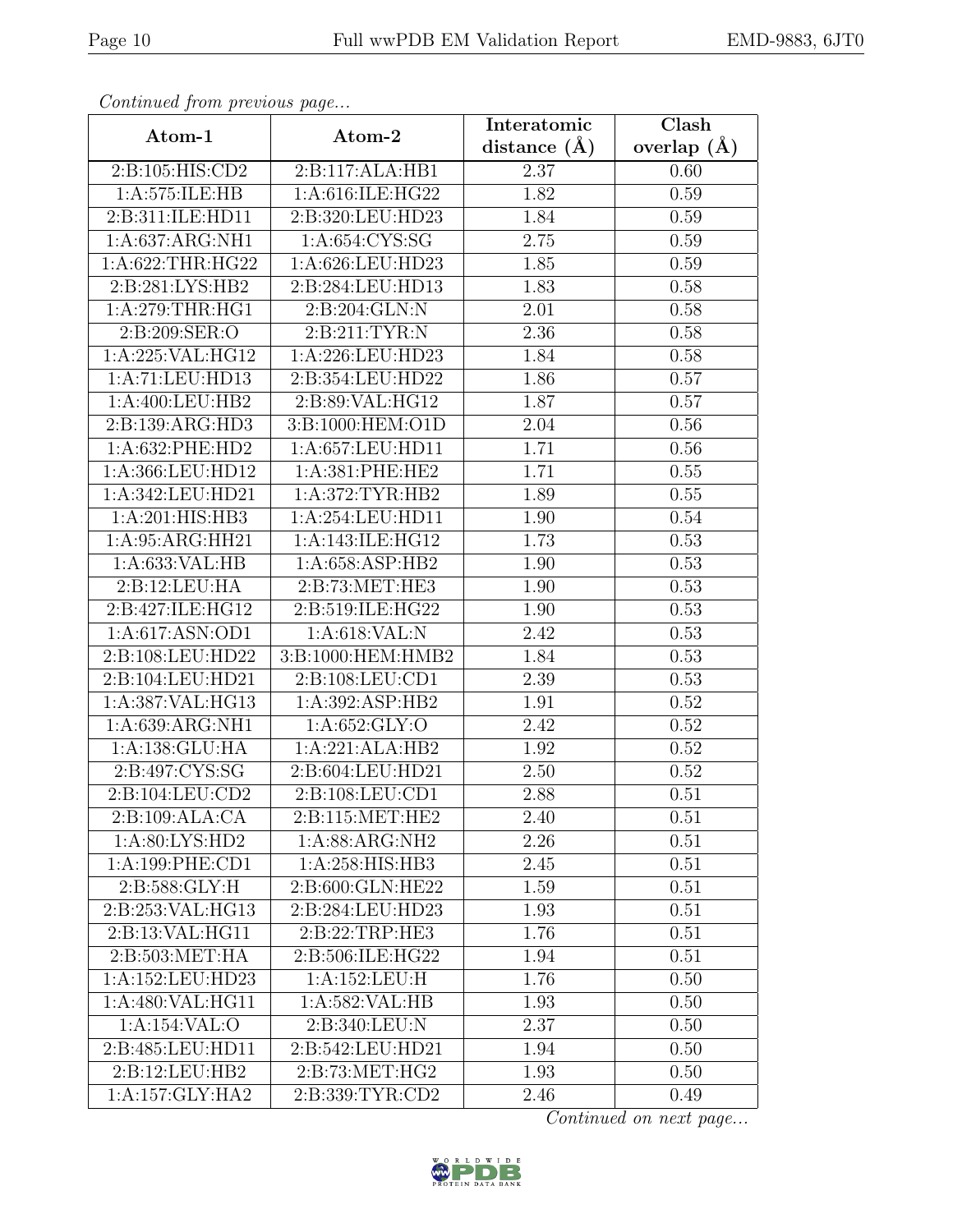*Continued from previous page...*

| Atom-1 | Atom-2 | Interatomic distance (Å) | Clash overlap (Å) |
| --- | --- | --- | --- |
| 2:B:105:HIS:CD2 | 2:B:117:ALA:HB1 | 2.37 | 0.60 |
| 1:A:575:ILE:HB | 1:A:616:ILE:HG22 | 1.82 | 0.59 |
| 2:B:311:ILE:HD11 | 2:B:320:LEU:HD23 | 1.84 | 0.59 |
| 1:A:637:ARG:NH1 | 1:A:654:CYS:SG | 2.75 | 0.59 |
| 1:A:622:THR:HG22 | 1:A:626:LEU:HD23 | 1.85 | 0.59 |
| 2:B:281:LYS:HB2 | 2:B:284:LEU:HD13 | 1.83 | 0.58 |
| 1:A:279:THR:HG1 | 2:B:204:GLN:N | 2.01 | 0.58 |
| 2:B:209:SER:O | 2:B:211:TYR:N | 2.36 | 0.58 |
| 1:A:225:VAL:HG12 | 1:A:226:LEU:HD23 | 1.84 | 0.58 |
| 1:A:71:LEU:HD13 | 2:B:354:LEU:HD22 | 1.86 | 0.57 |
| 1:A:400:LEU:HB2 | 2:B:89:VAL:HG12 | 1.87 | 0.57 |
| 2:B:139:ARG:HD3 | 3:B:1000:HEM:O1D | 2.04 | 0.56 |
| 1:A:632:PHE:HD2 | 1:A:657:LEU:HD11 | 1.71 | 0.56 |
| 1:A:366:LEU:HD12 | 1:A:381:PHE:HE2 | 1.71 | 0.55 |
| 1:A:342:LEU:HD21 | 1:A:372:TYR:HB2 | 1.89 | 0.55 |
| 1:A:201:HIS:HB3 | 1:A:254:LEU:HD11 | 1.90 | 0.54 |
| 1:A:95:ARG:HH21 | 1:A:143:ILE:HG12 | 1.73 | 0.53 |
| 1:A:633:VAL:HB | 1:A:658:ASP:HB2 | 1.90 | 0.53 |
| 2:B:12:LEU:HA | 2:B:73:MET:HE3 | 1.90 | 0.53 |
| 2:B:427:ILE:HG12 | 2:B:519:ILE:HG22 | 1.90 | 0.53 |
| 1:A:617:ASN:OD1 | 1:A:618:VAL:N | 2.42 | 0.53 |
| 2:B:108:LEU:HD22 | 3:B:1000:HEM:HMB2 | 1.84 | 0.53 |
| 2:B:104:LEU:HD21 | 2:B:108:LEU:CD1 | 2.39 | 0.53 |
| 1:A:387:VAL:HG13 | 1:A:392:ASP:HB2 | 1.91 | 0.52 |
| 1:A:639:ARG:NH1 | 1:A:652:GLY:O | 2.42 | 0.52 |
| 1:A:138:GLU:HA | 1:A:221:ALA:HB2 | 1.92 | 0.52 |
| 2:B:497:CYS:SG | 2:B:604:LEU:HD21 | 2.50 | 0.52 |
| 2:B:104:LEU:CD2 | 2:B:108:LEU:CD1 | 2.88 | 0.51 |
| 2:B:109:ALA:CA | 2:B:115:MET:HE2 | 2.40 | 0.51 |
| 1:A:80:LYS:HD2 | 1:A:88:ARG:NH2 | 2.26 | 0.51 |
| 1:A:199:PHE:CD1 | 1:A:258:HIS:HB3 | 2.45 | 0.51 |
| 2:B:588:GLY:H | 2:B:600:GLN:HE22 | 1.59 | 0.51 |
| 2:B:253:VAL:HG13 | 2:B:284:LEU:HD23 | 1.93 | 0.51 |
| 2:B:13:VAL:HG11 | 2:B:22:TRP:HE3 | 1.76 | 0.51 |
| 2:B:503:MET:HA | 2:B:506:ILE:HG22 | 1.94 | 0.51 |
| 1:A:152:LEU:HD23 | 1:A:152:LEU:H | 1.76 | 0.50 |
| 1:A:480:VAL:HG11 | 1:A:582:VAL:HB | 1.93 | 0.50 |
| 1:A:154:VAL:O | 2:B:340:LEU:N | 2.37 | 0.50 |
| 2:B:485:LEU:HD11 | 2:B:542:LEU:HD21 | 1.94 | 0.50 |
| 2:B:12:LEU:HB2 | 2:B:73:MET:HG2 | 1.93 | 0.50 |
| 1:A:157:GLY:HA2 | 2:B:339:TYR:CD2 | 2.46 | 0.49 |

*Continued on next page...*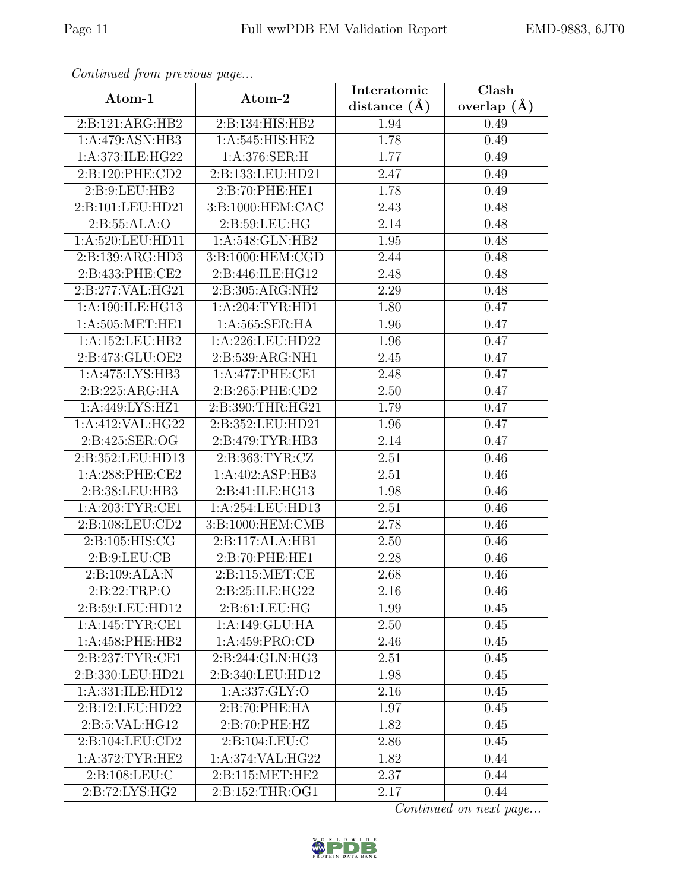*Continued from previous page...*

| Atom-1 | Atom-2 | Interatomic distance (Å) | Clash overlap (Å) |
|---|---|---|---|
| 2:B:121:ARG:HB2 | 2:B:134:HIS:HB2 | 1.94 | 0.49 |
| 1:A:479:ASN:HB3 | 1:A:545:HIS:HE2 | 1.78 | 0.49 |
| 1:A:373:ILE:HG22 | 1:A:376:SER:H | 1.77 | 0.49 |
| 2:B:120:PHE:CD2 | 2:B:133:LEU:HD21 | 2.47 | 0.49 |
| 2:B:9:LEU:HB2 | 2:B:70:PHE:HE1 | 1.78 | 0.49 |
| 2:B:101:LEU:HD21 | 3:B:1000:HEM:CAC | 2.43 | 0.48 |
| 2:B:55:ALA:O | 2:B:59:LEU:HG | 2.14 | 0.48 |
| 1:A:520:LEU:HD11 | 1:A:548:GLN:HB2 | 1.95 | 0.48 |
| 2:B:139:ARG:HD3 | 3:B:1000:HEM:CGD | 2.44 | 0.48 |
| 2:B:433:PHE:CE2 | 2:B:446:ILE:HG12 | 2.48 | 0.48 |
| 2:B:277:VAL:HG21 | 2:B:305:ARG:NH2 | 2.29 | 0.48 |
| 1:A:190:ILE:HG13 | 1:A:204:TYR:HD1 | 1.80 | 0.47 |
| 1:A:505:MET:HE1 | 1:A:565:SER:HA | 1.96 | 0.47 |
| 1:A:152:LEU:HB2 | 1:A:226:LEU:HD22 | 1.96 | 0.47 |
| 2:B:473:GLU:OE2 | 2:B:539:ARG:NH1 | 2.45 | 0.47 |
| 1:A:475:LYS:HB3 | 1:A:477:PHE:CE1 | 2.48 | 0.47 |
| 2:B:225:ARG:HA | 2:B:265:PHE:CD2 | 2.50 | 0.47 |
| 1:A:449:LYS:HZ1 | 2:B:390:THR:HG21 | 1.79 | 0.47 |
| 1:A:412:VAL:HG22 | 2:B:352:LEU:HD21 | 1.96 | 0.47 |
| 2:B:425:SER:OG | 2:B:479:TYR:HB3 | 2.14 | 0.47 |
| 2:B:352:LEU:HD13 | 2:B:363:TYR:CZ | 2.51 | 0.46 |
| 1:A:288:PHE:CE2 | 1:A:402:ASP:HB3 | 2.51 | 0.46 |
| 2:B:38:LEU:HB3 | 2:B:41:ILE:HG13 | 1.98 | 0.46 |
| 1:A:203:TYR:CE1 | 1:A:254:LEU:HD13 | 2.51 | 0.46 |
| 2:B:108:LEU:CD2 | 3:B:1000:HEM:CMB | 2.78 | 0.46 |
| 2:B:105:HIS:CG | 2:B:117:ALA:HB1 | 2.50 | 0.46 |
| 2:B:9:LEU:CB | 2:B:70:PHE:HE1 | 2.28 | 0.46 |
| 2:B:109:ALA:N | 2:B:115:MET:CE | 2.68 | 0.46 |
| 2:B:22:TRP:O | 2:B:25:ILE:HG22 | 2.16 | 0.46 |
| 2:B:59:LEU:HD12 | 2:B:61:LEU:HG | 1.99 | 0.45 |
| 1:A:145:TYR:CE1 | 1:A:149:GLU:HA | 2.50 | 0.45 |
| 1:A:458:PHE:HB2 | 1:A:459:PRO:CD | 2.46 | 0.45 |
| 2:B:237:TYR:CE1 | 2:B:244:GLN:HG3 | 2.51 | 0.45 |
| 2:B:330:LEU:HD21 | 2:B:340:LEU:HD12 | 1.98 | 0.45 |
| 1:A:331:ILE:HD12 | 1:A:337:GLY:O | 2.16 | 0.45 |
| 2:B:12:LEU:HD22 | 2:B:70:PHE:HA | 1.97 | 0.45 |
| 2:B:5:VAL:HG12 | 2:B:70:PHE:HZ | 1.82 | 0.45 |
| 2:B:104:LEU:CD2 | 2:B:104:LEU:C | 2.86 | 0.45 |
| 1:A:372:TYR:HE2 | 1:A:374:VAL:HG22 | 1.82 | 0.44 |
| 2:B:108:LEU:C | 2:B:115:MET:HE2 | 2.37 | 0.44 |
| 2:B:72:LYS:HG2 | 2:B:152:THR:OG1 | 2.17 | 0.44 |

*Continued on next page...*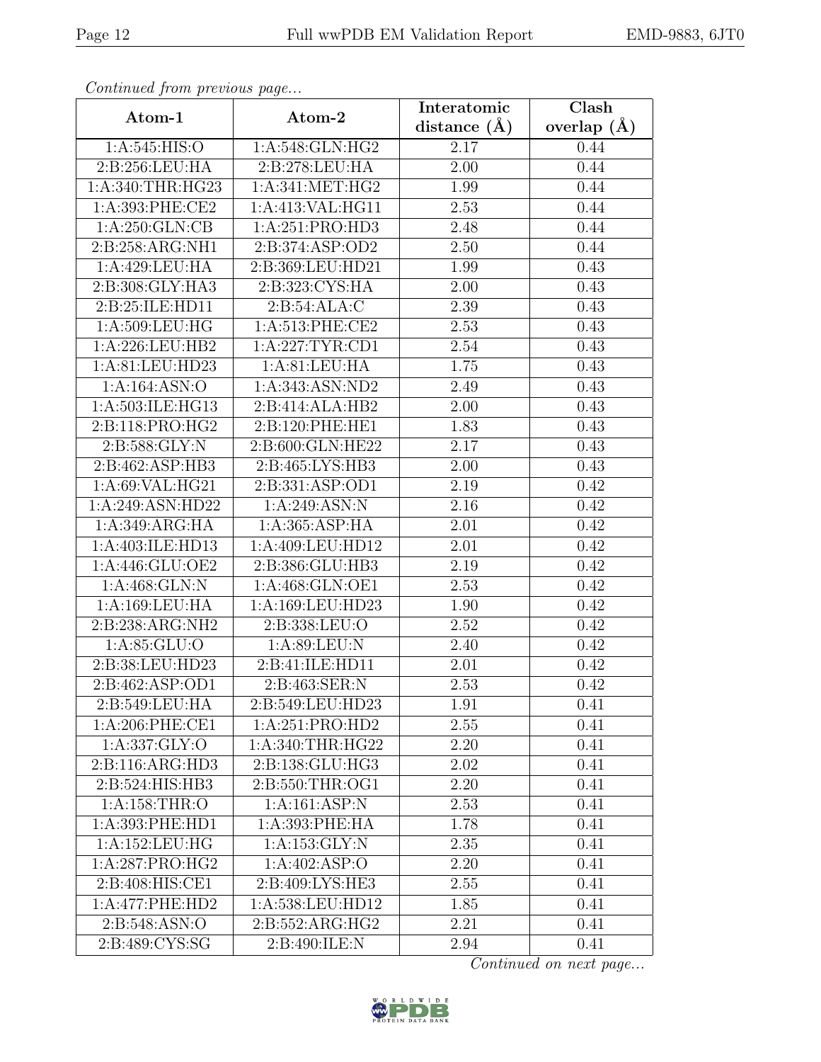*Continued from previous page...*

| Atom-1 | Atom-2 | Interatomic distance (Å) | Clash overlap (Å) |
| --- | --- | --- | --- |
| 1:A:545:HIS:O | 1:A:548:GLN:HG2 | 2.17 | 0.44 |
| 2:B:256:LEU:HA | 2:B:278:LEU:HA | 2.00 | 0.44 |
| 1:A:340:THR:HG23 | 1:A:341:MET:HG2 | 1.99 | 0.44 |
| 1:A:393:PHE:CE2 | 1:A:413:VAL:HG11 | 2.53 | 0.44 |
| 1:A:250:GLN:CB | 1:A:251:PRO:HD3 | 2.48 | 0.44 |
| 2:B:258:ARG:NH1 | 2:B:374:ASP:OD2 | 2.50 | 0.44 |
| 1:A:429:LEU:HA | 2:B:369:LEU:HD21 | 1.99 | 0.43 |
| 2:B:308:GLY:HA3 | 2:B:323:CYS:HA | 2.00 | 0.43 |
| 2:B:25:ILE:HD11 | 2:B:54:ALA:C | 2.39 | 0.43 |
| 1:A:509:LEU:HG | 1:A:513:PHE:CE2 | 2.53 | 0.43 |
| 1:A:226:LEU:HB2 | 1:A:227:TYR:CD1 | 2.54 | 0.43 |
| 1:A:81:LEU:HD23 | 1:A:81:LEU:HA | 1.75 | 0.43 |
| 1:A:164:ASN:O | 1:A:343:ASN:ND2 | 2.49 | 0.43 |
| 1:A:503:ILE:HG13 | 2:B:414:ALA:HB2 | 2.00 | 0.43 |
| 2:B:118:PRO:HG2 | 2:B:120:PHE:HE1 | 1.83 | 0.43 |
| 2:B:588:GLY:N | 2:B:600:GLN:HE22 | 2.17 | 0.43 |
| 2:B:462:ASP:HB3 | 2:B:465:LYS:HB3 | 2.00 | 0.43 |
| 1:A:69:VAL:HG21 | 2:B:331:ASP:OD1 | 2.19 | 0.42 |
| 1:A:249:ASN:HD22 | 1:A:249:ASN:N | 2.16 | 0.42 |
| 1:A:349:ARG:HA | 1:A:365:ASP:HA | 2.01 | 0.42 |
| 1:A:403:ILE:HD13 | 1:A:409:LEU:HD12 | 2.01 | 0.42 |
| 1:A:446:GLU:OE2 | 2:B:386:GLU:HB3 | 2.19 | 0.42 |
| 1:A:468:GLN:N | 1:A:468:GLN:OE1 | 2.53 | 0.42 |
| 1:A:169:LEU:HA | 1:A:169:LEU:HD23 | 1.90 | 0.42 |
| 2:B:238:ARG:NH2 | 2:B:338:LEU:O | 2.52 | 0.42 |
| 1:A:85:GLU:O | 1:A:89:LEU:N | 2.40 | 0.42 |
| 2:B:38:LEU:HD23 | 2:B:41:ILE:HD11 | 2.01 | 0.42 |
| 2:B:462:ASP:OD1 | 2:B:463:SER:N | 2.53 | 0.42 |
| 2:B:549:LEU:HA | 2:B:549:LEU:HD23 | 1.91 | 0.41 |
| 1:A:206:PHE:CE1 | 1:A:251:PRO:HD2 | 2.55 | 0.41 |
| 1:A:337:GLY:O | 1:A:340:THR:HG22 | 2.20 | 0.41 |
| 2:B:116:ARG:HD3 | 2:B:138:GLU:HG3 | 2.02 | 0.41 |
| 2:B:524:HIS:HB3 | 2:B:550:THR:OG1 | 2.20 | 0.41 |
| 1:A:158:THR:O | 1:A:161:ASP:N | 2.53 | 0.41 |
| 1:A:393:PHE:HD1 | 1:A:393:PHE:HA | 1.78 | 0.41 |
| 1:A:152:LEU:HG | 1:A:153:GLY:N | 2.35 | 0.41 |
| 1:A:287:PRO:HG2 | 1:A:402:ASP:O | 2.20 | 0.41 |
| 2:B:408:HIS:CE1 | 2:B:409:LYS:HE3 | 2.55 | 0.41 |
| 1:A:477:PHE:HD2 | 1:A:538:LEU:HD12 | 1.85 | 0.41 |
| 2:B:548:ASN:O | 2:B:552:ARG:HG2 | 2.21 | 0.41 |
| 2:B:489:CYS:SG | 2:B:490:ILE:N | 2.94 | 0.41 |

*Continued on next page...*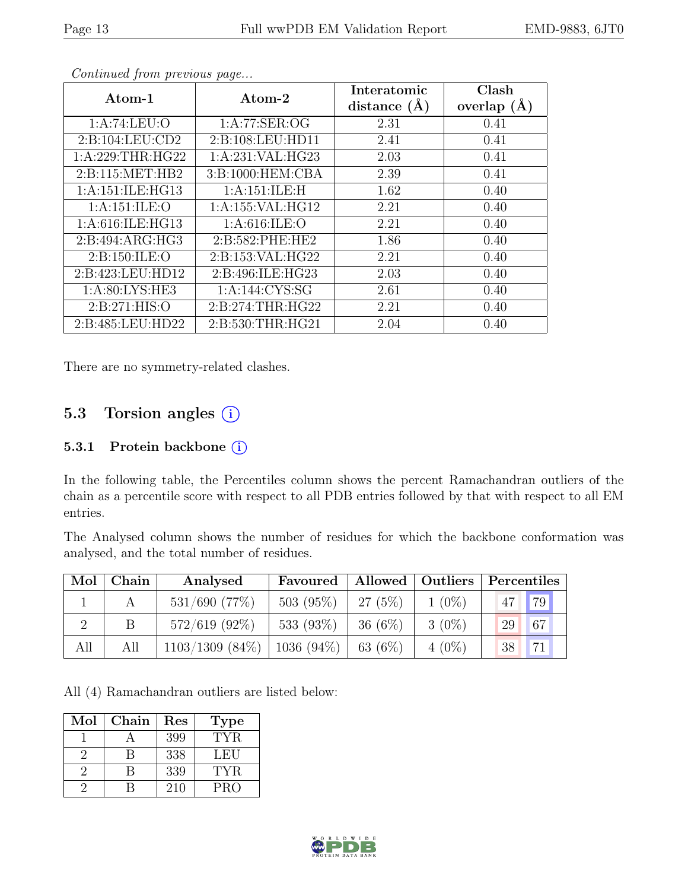*Continued from previous page...*

| Atom-1 | Atom-2 | Interatomic distance (Å) | Clash overlap (Å) |
|---|---|---|---|
| 1:A:74:LEU:O | 1:A:77:SER:OG | 2.31 | 0.41 |
| 2:B:104:LEU:CD2 | 2:B:108:LEU:HD11 | 2.41 | 0.41 |
| 1:A:229:THR:HG22 | 1:A:231:VAL:HG23 | 2.03 | 0.41 |
| 2:B:115:MET:HB2 | 3:B:1000:HEM:CBA | 2.39 | 0.41 |
| 1:A:151:ILE:HG13 | 1:A:151:ILE:H | 1.62 | 0.40 |
| 1:A:151:ILE:O | 1:A:155:VAL:HG12 | 2.21 | 0.40 |
| 1:A:616:ILE:HG13 | 1:A:616:ILE:O | 2.21 | 0.40 |
| 2:B:494:ARG:HG3 | 2:B:582:PHE:HE2 | 1.86 | 0.40 |
| 2:B:150:ILE:O | 2:B:153:VAL:HG22 | 2.21 | 0.40 |
| 2:B:423:LEU:HD12 | 2:B:496:ILE:HG23 | 2.03 | 0.40 |
| 1:A:80:LYS:HE3 | 1:A:144:CYS:SG | 2.61 | 0.40 |
| 2:B:271:HIS:O | 2:B:274:THR:HG22 | 2.21 | 0.40 |
| 2:B:485:LEU:HD22 | 2:B:530:THR:HG21 | 2.04 | 0.40 |

There are no symmetry-related clashes.

## 5.3 Torsion angles (i)

### 5.3.1 Protein backbone (i)

In the following table, the Percentiles column shows the percent Ramachandran outliers of the chain as a percentile score with respect to all PDB entries followed by that with respect to all EM entries.

The Analysed column shows the number of residues for which the backbone conformation was analysed, and the total number of residues.

| Mol | Chain | Analysed | Favoured | Allowed | Outliers | Percentiles | |
|---|---|---|---|---|---|---|---|
| 1 | A | 531/690 (77%) | 503 (95%) | 27 (5%) | 1 (0%) | 47 | 79 |
| 2 | B | 572/619 (92%) | 533 (93%) | 36 (6%) | 3 (0%) | 29 | 67 |
| All | All | 1103/1309 (84%) | 1036 (94%) | 63 (6%) | 4 (0%) | 38 | 71 |

All (4) Ramachandran outliers are listed below:

| Mol | Chain | Res | Type |
|---|---|---|---|
| 1 | A | 399 | TYR |
| 2 | B | 338 | LEU |
| 2 | B | 339 | TYR |
| 2 | B | 210 | PRO |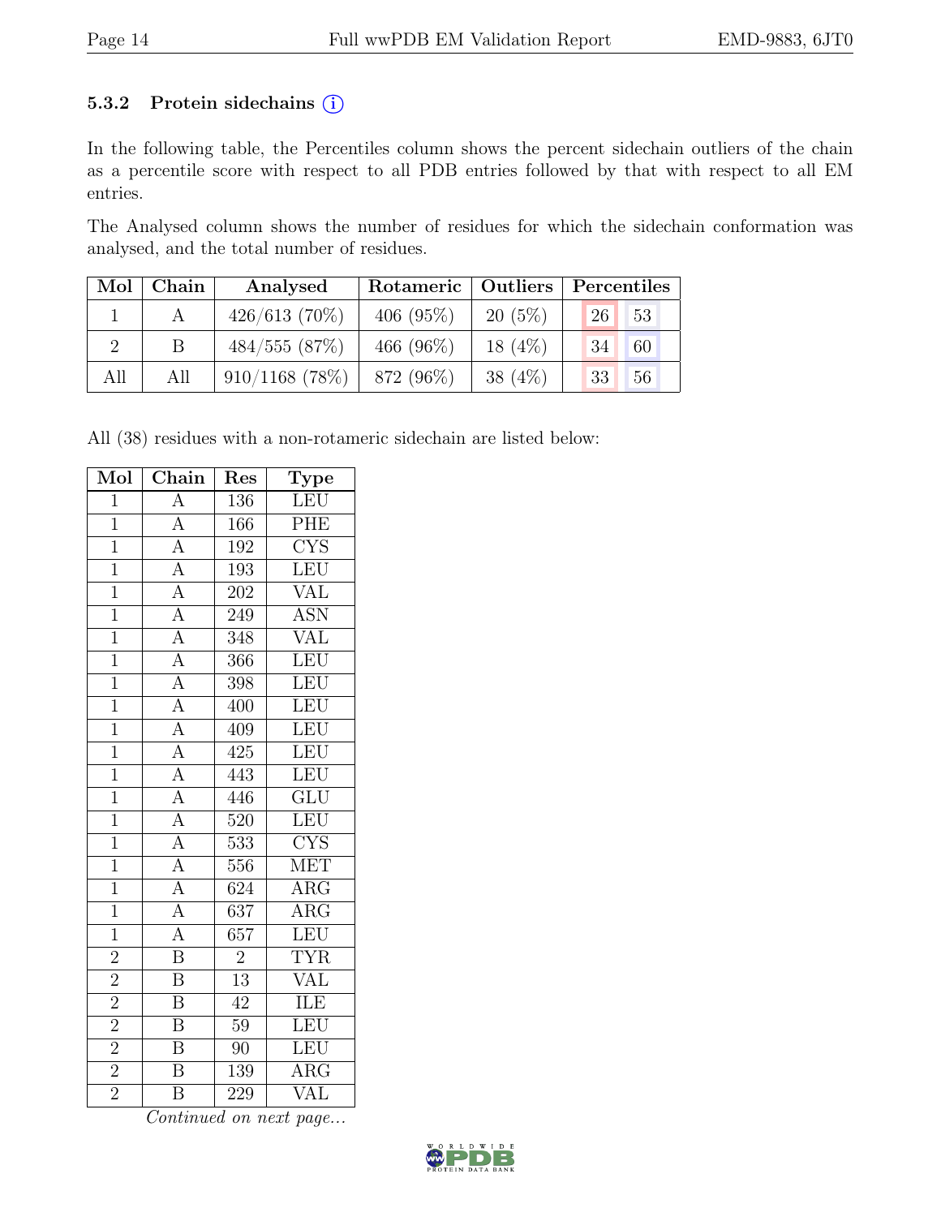### 5.3.2 Protein sidechains (i)

In the following table, the Percentiles column shows the percent sidechain outliers of the chain as a percentile score with respect to all PDB entries followed by that with respect to all EM entries.

The Analysed column shows the number of residues for which the sidechain conformation was analysed, and the total number of residues.

| Mol | Chain | Analysed | Rotameric | Outliers | Percentiles | |
|---|---|---|---|---|---|---|
| 1 | A | 426/613 (70%) | 406 (95%) | 20 (5%) | 26 | 53 |
| 2 | B | 484/555 (87%) | 466 (96%) | 18 (4%) | 34 | 60 |
| All | All | 910/1168 (78%) | 872 (96%) | 38 (4%) | 33 | 56 |

All (38) residues with a non-rotameric sidechain are listed below:

| Mol | Chain | Res | Type |
|---|---|---|---|
| 1 | A | 136 | LEU |
| 1 | A | 166 | PHE |
| 1 | A | 192 | CYS |
| 1 | A | 193 | LEU |
| 1 | A | 202 | VAL |
| 1 | A | 249 | ASN |
| 1 | A | 348 | VAL |
| 1 | A | 366 | LEU |
| 1 | A | 398 | LEU |
| 1 | A | 400 | LEU |
| 1 | A | 409 | LEU |
| 1 | A | 425 | LEU |
| 1 | A | 443 | LEU |
| 1 | A | 446 | GLU |
| 1 | A | 520 | LEU |
| 1 | A | 533 | CYS |
| 1 | A | 556 | MET |
| 1 | A | 624 | ARG |
| 1 | A | 637 | ARG |
| 1 | A | 657 | LEU |
| 2 | B | 2 | TYR |
| 2 | B | 13 | VAL |
| 2 | B | 42 | ILE |
| 2 | B | 59 | LEU |
| 2 | B | 90 | LEU |
| 2 | B | 139 | ARG |
| 2 | B | 229 | VAL |

*Continued on next page...*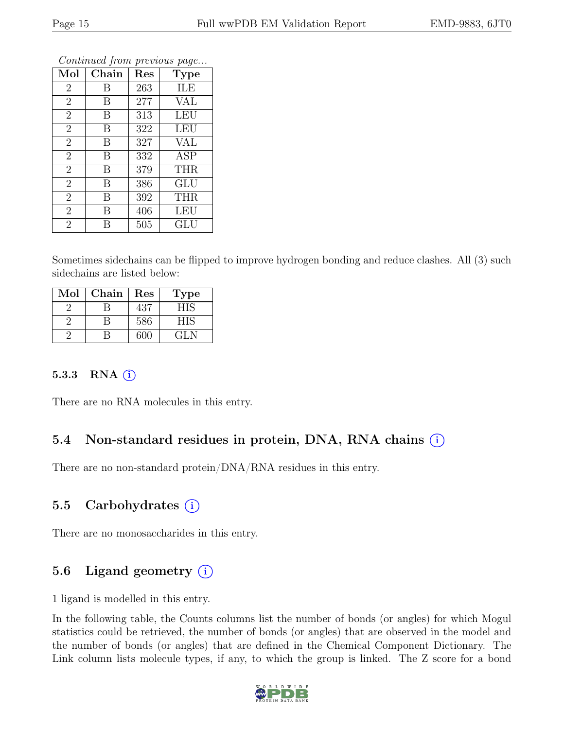*Continued from previous page...*

| Mol | Chain | Res | Type |
|---|---|---|---|
| 2 | B | 263 | ILE |
| 2 | B | 277 | VAL |
| 2 | B | 313 | LEU |
| 2 | B | 322 | LEU |
| 2 | B | 327 | VAL |
| 2 | B | 332 | ASP |
| 2 | B | 379 | THR |
| 2 | B | 386 | GLU |
| 2 | B | 392 | THR |
| 2 | B | 406 | LEU |
| 2 | B | 505 | GLU |

Sometimes sidechains can be flipped to improve hydrogen bonding and reduce clashes. All (3) such sidechains are listed below:

| Mol | Chain | Res | Type |
|---|---|---|---|
| 2 | B | 437 | HIS |
| 2 | B | 586 | HIS |
| 2 | B | 600 | GLN |

#### 5.3.3 RNA (i)

There are no RNA molecules in this entry.

### 5.4 Non-standard residues in protein, DNA, RNA chains (i)

There are no non-standard protein/DNA/RNA residues in this entry.

### 5.5 Carbohydrates (i)

There are no monosaccharides in this entry.

### 5.6 Ligand geometry (i)

1 ligand is modelled in this entry.

In the following table, the Counts columns list the number of bonds (or angles) for which Mogul statistics could be retrieved, the number of bonds (or angles) that are observed in the model and the number of bonds (or angles) that are defined in the Chemical Component Dictionary. The Link column lists molecule types, if any, to which the group is linked. The Z score for a bond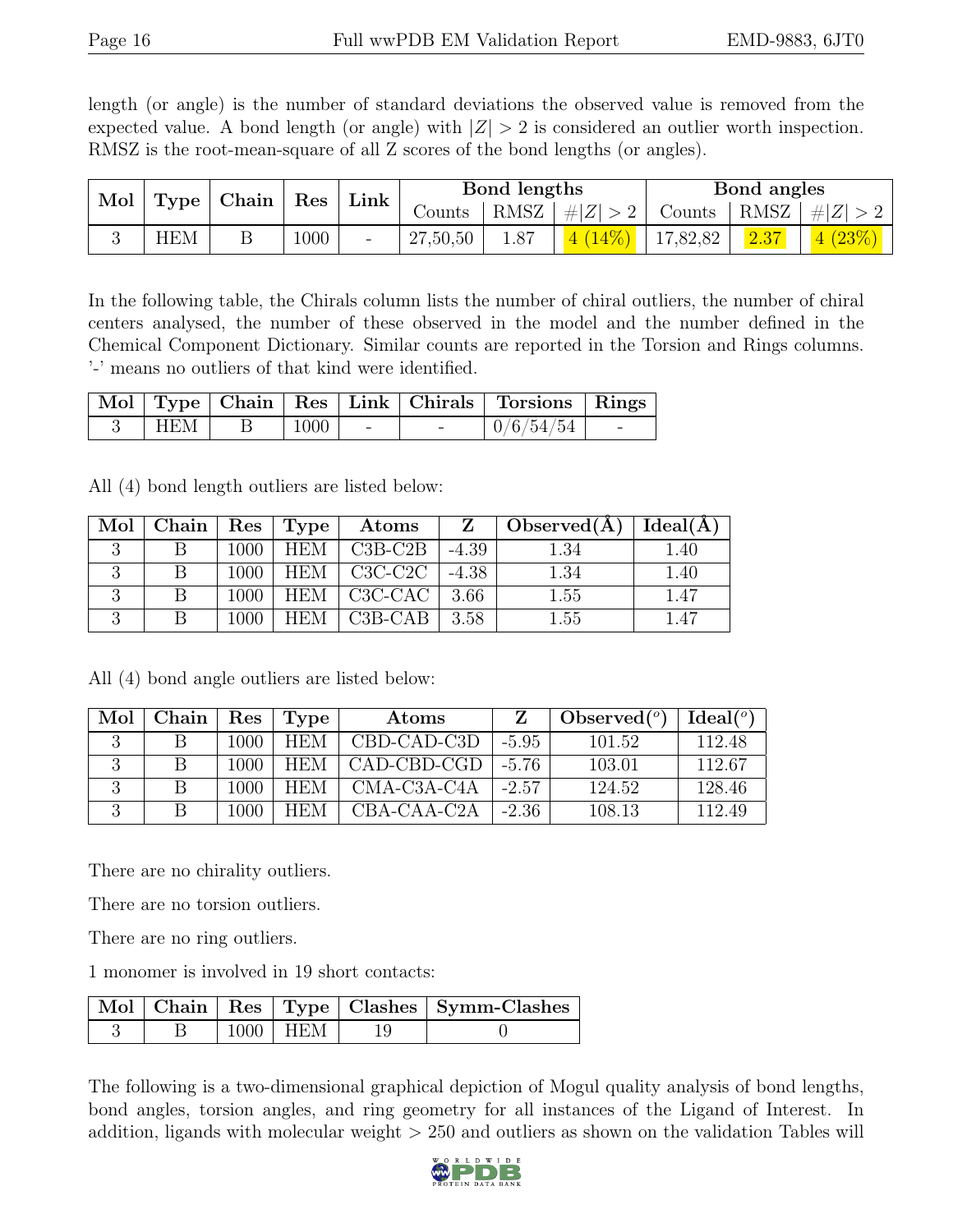length (or angle) is the number of standard deviations the observed value is removed from the expected value. A bond length (or angle) with $|Z| > 2$ is considered an outlier worth inspection. RMSZ is the root-mean-square of all Z scores of the bond lengths (or angles).

| Mol | Type | Chain | Res | Link | Bond lengths | | | Bond angles | | |
|---|---|---|---|---|---|---|---|---|---|---|
| | | | | | Counts | RMSZ | $\#\|Z\| > 2$ | Counts | RMSZ | $\#\|Z\| > 2$ |
| 3 | HEM | B | 1000 | - | 27,50,50 | 1.87 | 4 (14%) | 17,82,82 | 2.37 | 4 (23%) |

In the following table, the Chirals column lists the number of chiral outliers, the number of chiral centers analysed, the number of these observed in the model and the number defined in the Chemical Component Dictionary. Similar counts are reported in the Torsion and Rings columns. '-' means no outliers of that kind were identified.

| Mol | Type | Chain | Res | Link | Chirals | Torsions | Rings |
|---|---|---|---|---|---|---|---|
| 3 | HEM | B | 1000 | - | - | 0/6/54/54 | - |

All (4) bond length outliers are listed below:

| Mol | Chain | Res | Type | Atoms | Z | Observed(Å) | Ideal(Å) |
|---|---|---|---|---|---|---|---|
| 3 | B | 1000 | HEM | C3B-C2B | -4.39 | 1.34 | 1.40 |
| 3 | B | 1000 | HEM | C3C-C2C | -4.38 | 1.34 | 1.40 |
| 3 | B | 1000 | HEM | C3C-CAC | 3.66 | 1.55 | 1.47 |
| 3 | B | 1000 | HEM | C3B-CAB | 3.58 | 1.55 | 1.47 |

All (4) bond angle outliers are listed below:

| Mol | Chain | Res | Type | Atoms | Z | Observed($^o$) | Ideal($^o$) |
|---|---|---|---|---|---|---|---|
| 3 | B | 1000 | HEM | CBD-CAD-C3D | -5.95 | 101.52 | 112.48 |
| 3 | B | 1000 | HEM | CAD-CBD-CGD | -5.76 | 103.01 | 112.67 |
| 3 | B | 1000 | HEM | CMA-C3A-C4A | -2.57 | 124.52 | 128.46 |
| 3 | B | 1000 | HEM | CBA-CAA-C2A | -2.36 | 108.13 | 112.49 |

There are no chirality outliers.

There are no torsion outliers.

There are no ring outliers.

1 monomer is involved in 19 short contacts:

| Mol | Chain | Res | Type | Clashes | Symm-Clashes |
|---|---|---|---|---|---|
| 3 | B | 1000 | HEM | 19 | 0 |

The following is a two-dimensional graphical depiction of Mogul quality analysis of bond lengths, bond angles, torsion angles, and ring geometry for all instances of the Ligand of Interest. In addition, ligands with molecular weight > 250 and outliers as shown on the validation Tables will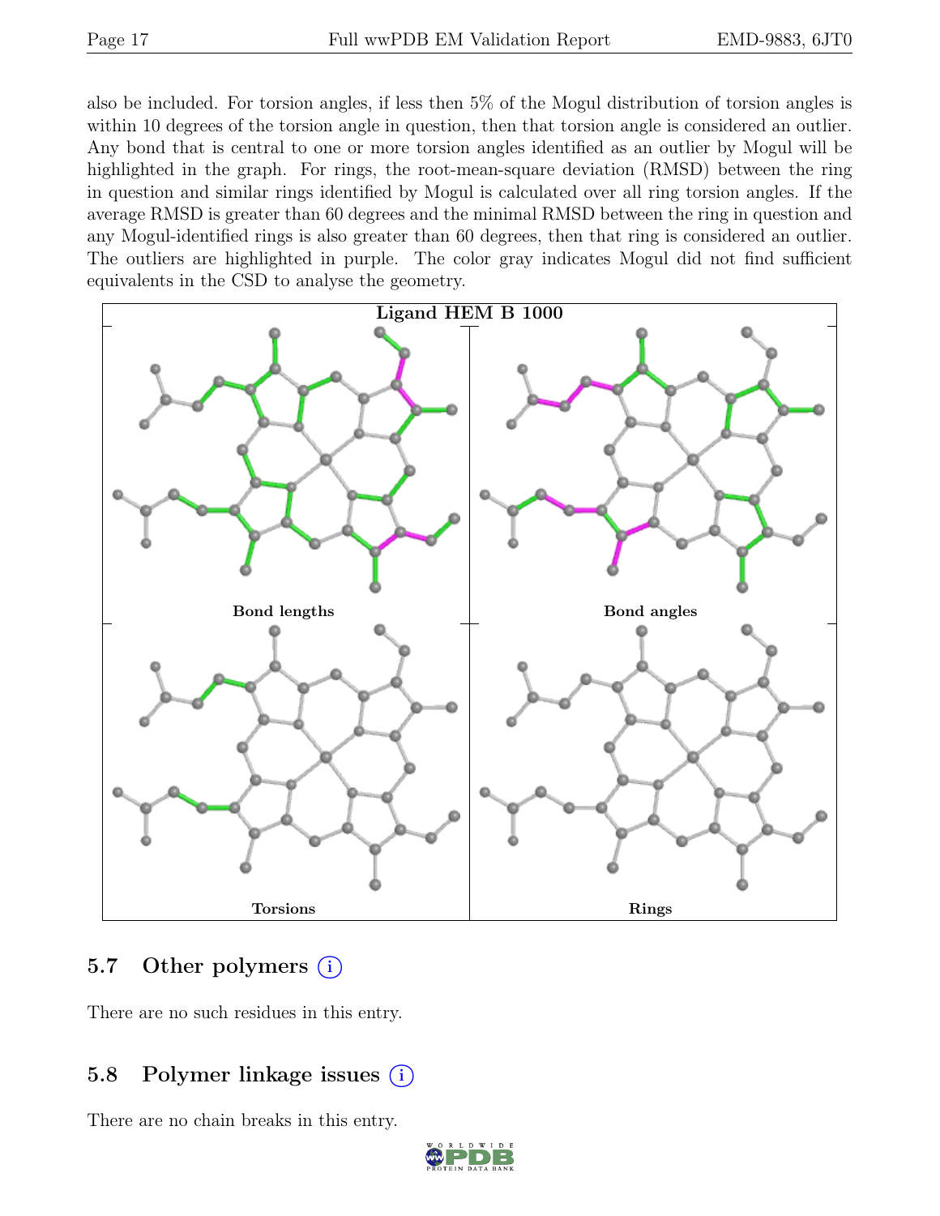also be included. For torsion angles, if less then 5% of the Mogul distribution of torsion angles is within 10 degrees of the torsion angle in question, then that torsion angle is considered an outlier. Any bond that is central to one or more torsion angles identified as an outlier by Mogul will be highlighted in the graph. For rings, the root-mean-square deviation (RMSD) between the ring in question and similar rings identified by Mogul is calculated over all ring torsion angles. If the average RMSD is greater than 60 degrees and the minimal RMSD between the ring in question and any Mogul-identified rings is also greater than 60 degrees, then that ring is considered an outlier. The outliers are highlighted in purple. The color gray indicates Mogul did not find sufficient equivalents in the CSD to analyse the geometry.

Ligand HEM B 1000

Bond lengths

Bond angles

Torsions

Rings

## 5.7 Other polymers

There are no such residues in this entry.

## 5.8 Polymer linkage issues

There are no chain breaks in this entry.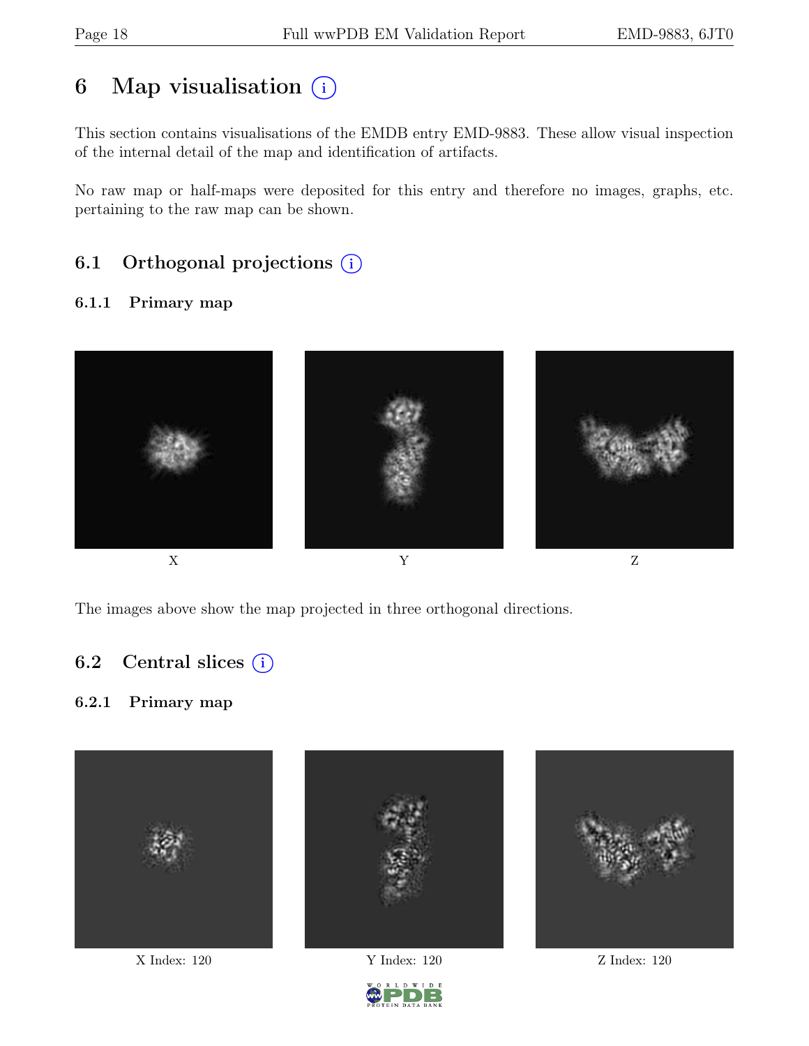# 6 Map visualisation

This section contains visualisations of the EMDB entry EMD-9883. These allow visual inspection of the internal detail of the map and identification of artifacts.

No raw map or half-maps were deposited for this entry and therefore no images, graphs, etc. pertaining to the raw map can be shown.

## 6.1 Orthogonal projections

### 6.1.1 Primary map

X

Y

Z

The images above show the map projected in three orthogonal directions.

## 6.2 Central slices

### 6.2.1 Primary map

X Index: 120

Y Index: 120

Z Index: 120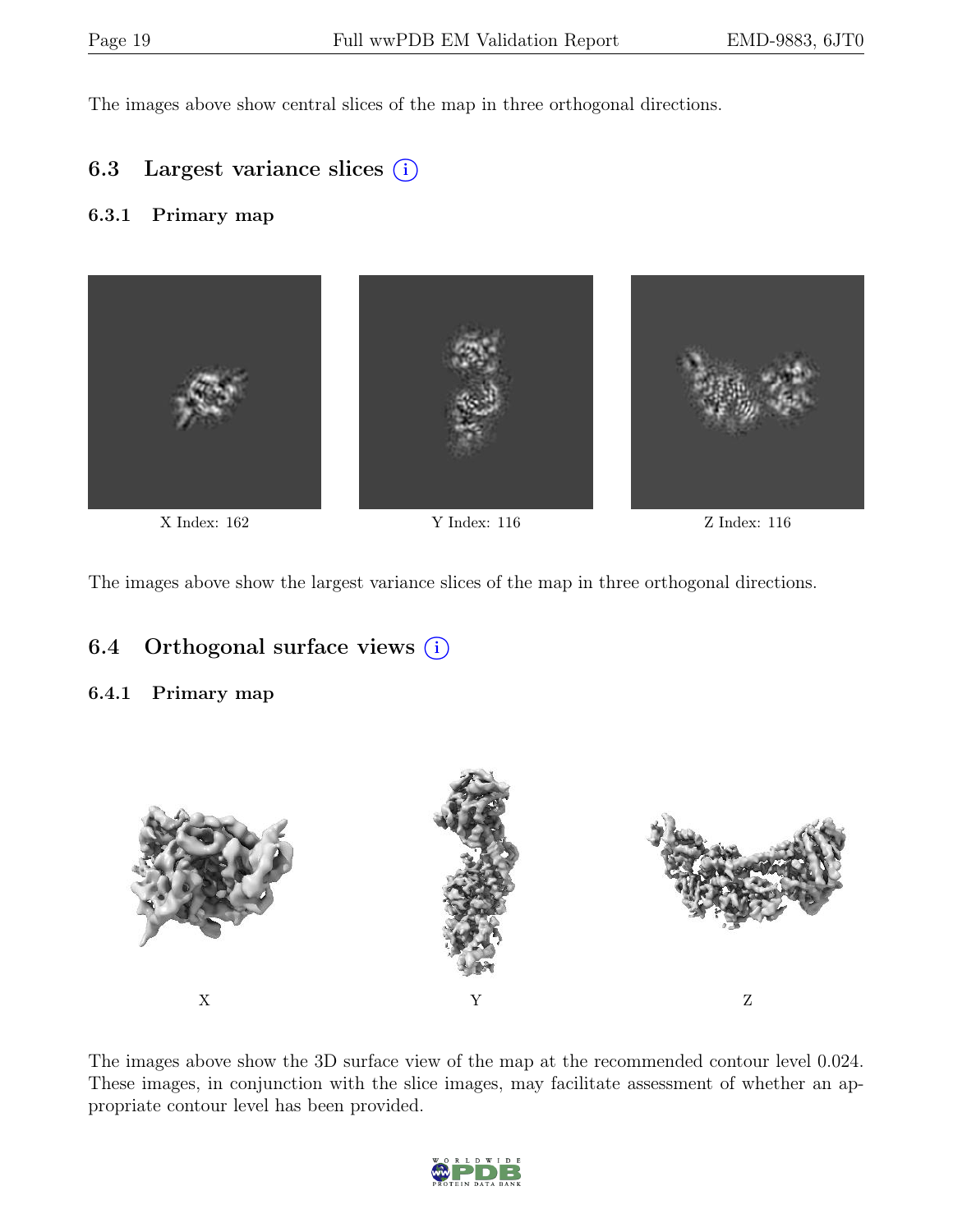The images above show central slices of the map in three orthogonal directions.

## 6.3 Largest variance slices

### 6.3.1 Primary map

X Index: 162

Y Index: 116

Z Index: 116

The images above show the largest variance slices of the map in three orthogonal directions.

## 6.4 Orthogonal surface views

### 6.4.1 Primary map

X

Y

Z

The images above show the 3D surface view of the map at the recommended contour level 0.024. These images, in conjunction with the slice images, may facilitate assessment of whether an appropriate contour level has been provided.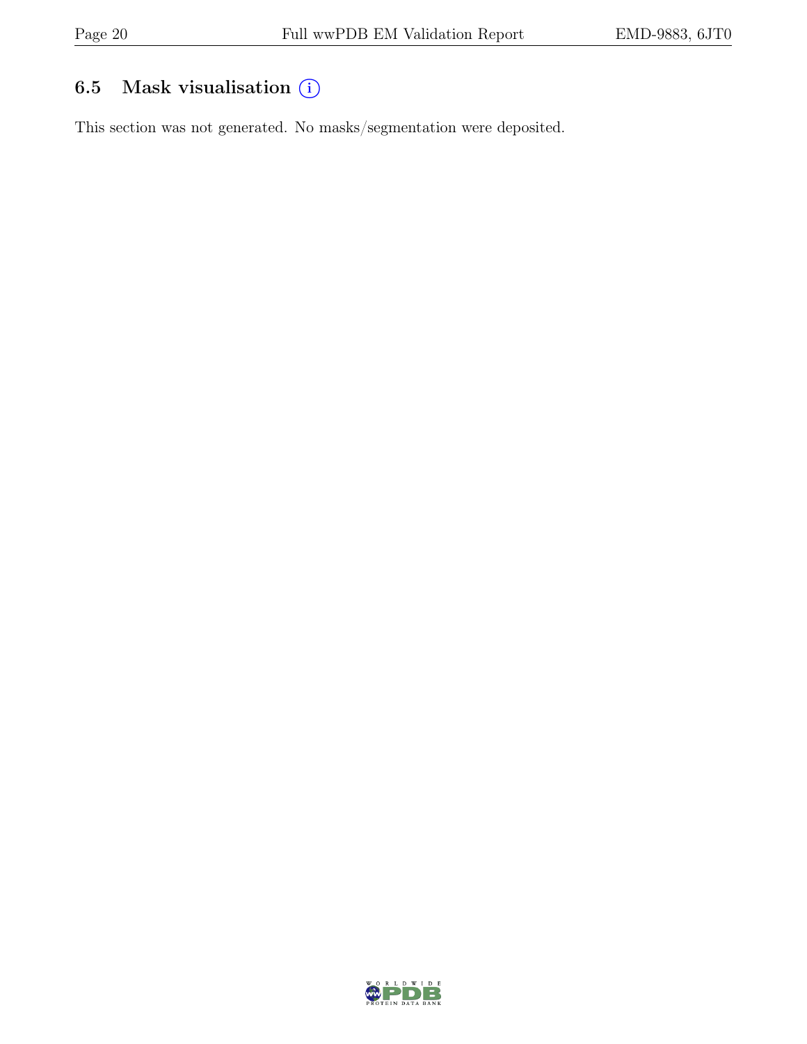### 6.5 Mask visualisation (i)

This section was not generated. No masks/segmentation were deposited.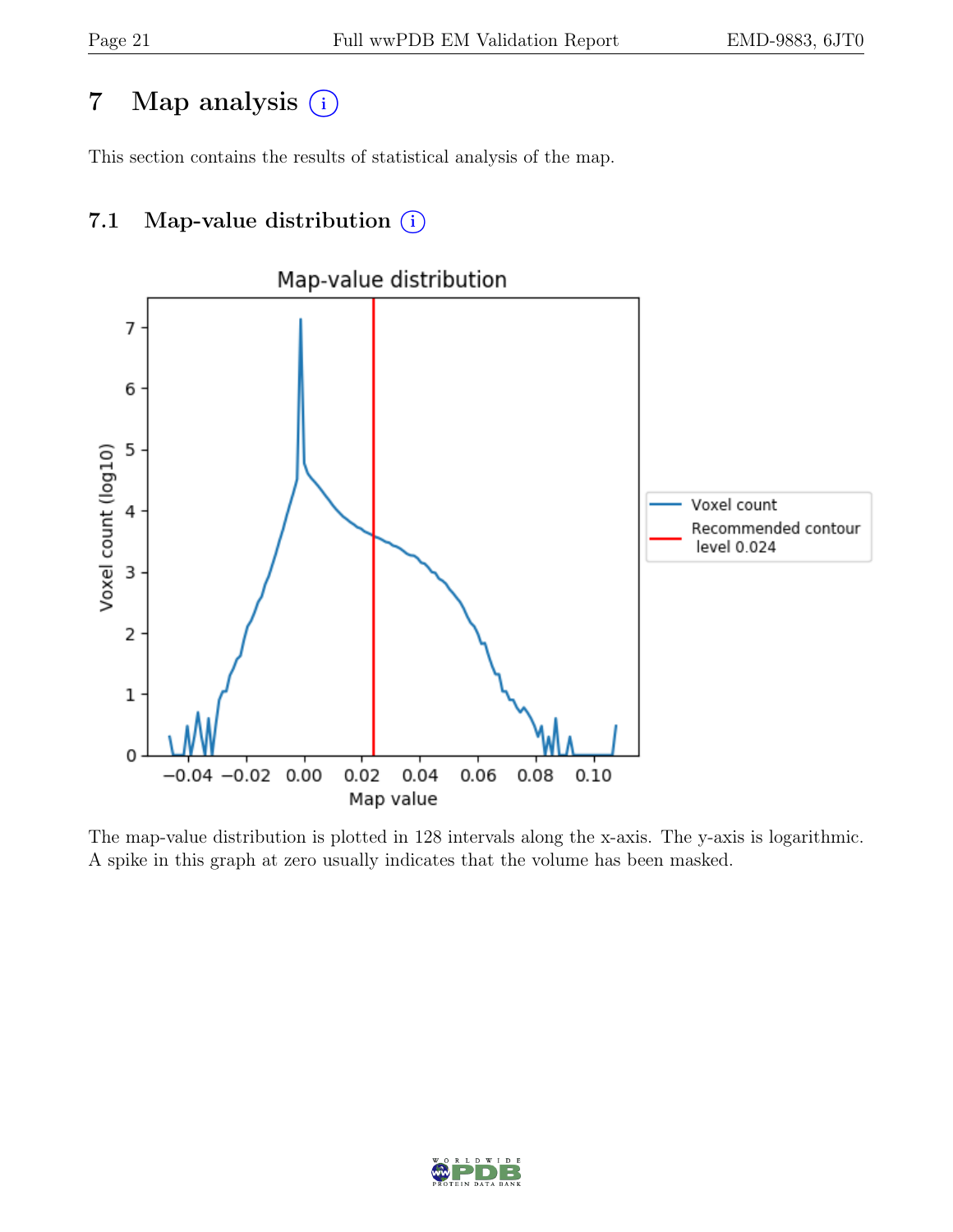# 7 Map analysis

This section contains the results of statistical analysis of the map.

## 7.1 Map-value distribution

Map-value distribution

Voxel count (log10)

0
1
2
3
4
5
6
7

Map value

−0.04 −0.02 0.00 0.02 0.04 0.06 0.08 0.10

Voxel count

Recommended contour level 0.024

The map-value distribution is plotted in 128 intervals along the x-axis. The y-axis is logarithmic. A spike in this graph at zero usually indicates that the volume has been masked.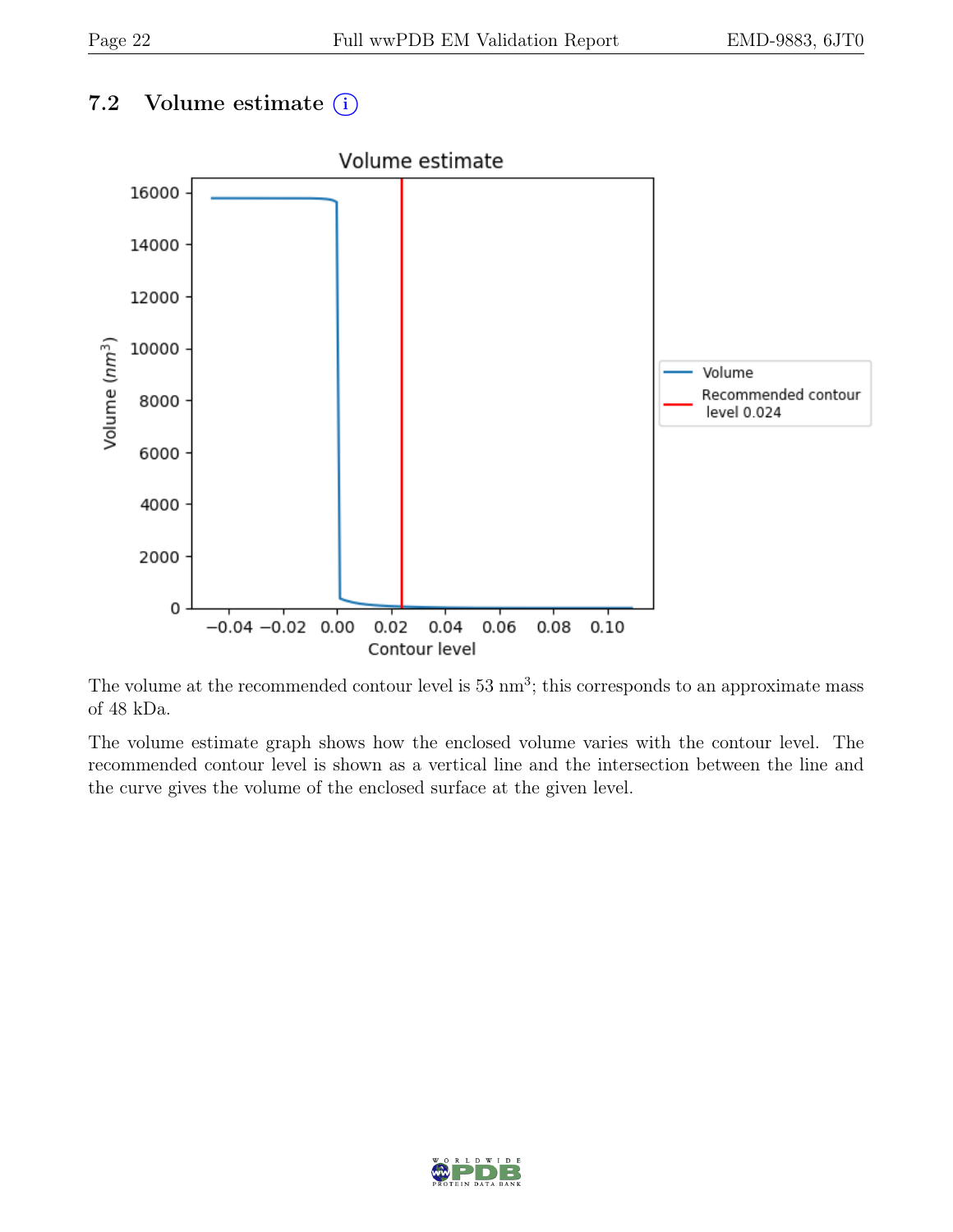## 7.2 Volume estimate (i)

Volume estimate

16000
14000
12000
10000
8000
6000
4000
2000
0

Volume ($nm^3$)

−0.04 −0.02 0.00 0.02 0.04 0.06 0.08 0.10

Contour level

Volume

Recommended contour level 0.024

The volume at the recommended contour level is 53 $nm^3$; this corresponds to an approximate mass of 48 kDa.

The volume estimate graph shows how the enclosed volume varies with the contour level. The recommended contour level is shown as a vertical line and the intersection between the line and the curve gives the volume of the enclosed surface at the given level.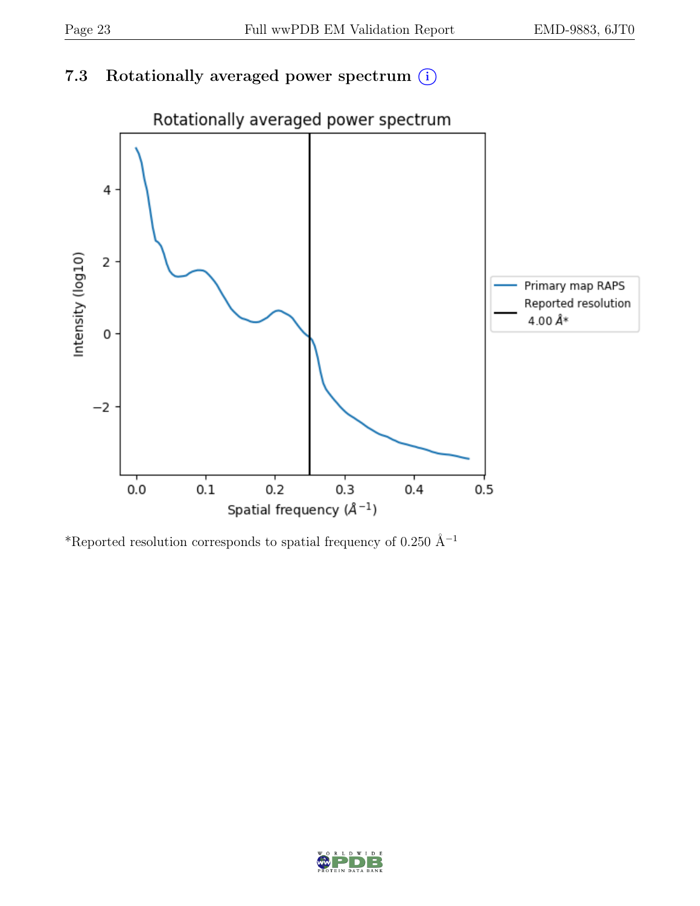## 7.3 Rotationally averaged power spectrum (i)

Rotationally averaged power spectrum

Intensity (log10)

4

2

0

−2

0.0 0.1 0.2 0.3 0.4 0.5

Spatial frequency (Å$^{-1}$)

Primary map RAPS

Reported resolution 4.00 Å*

*Reported resolution corresponds to spatial frequency of 0.250 Å$^{-1}$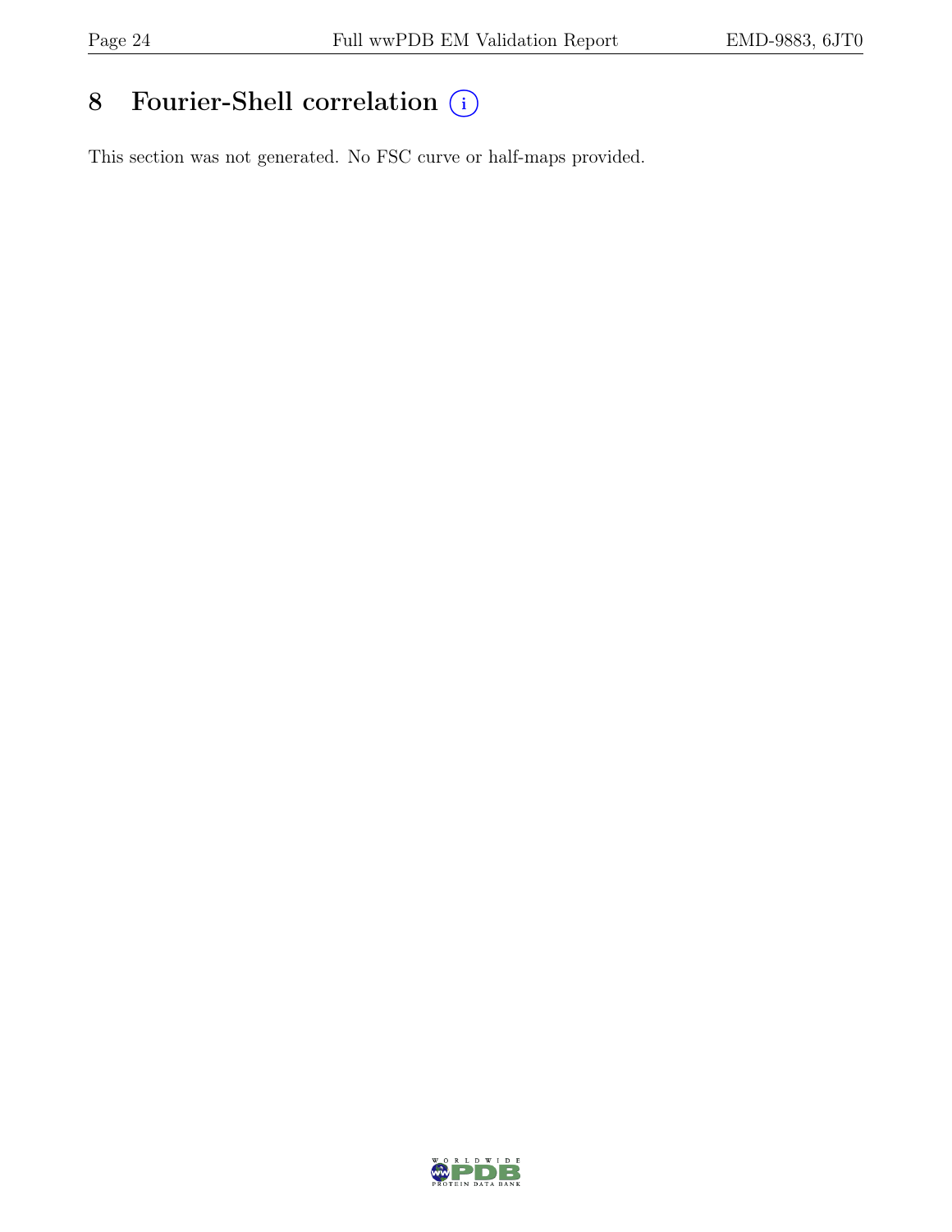# 8 Fourier-Shell correlation

This section was not generated. No FSC curve or half-maps provided.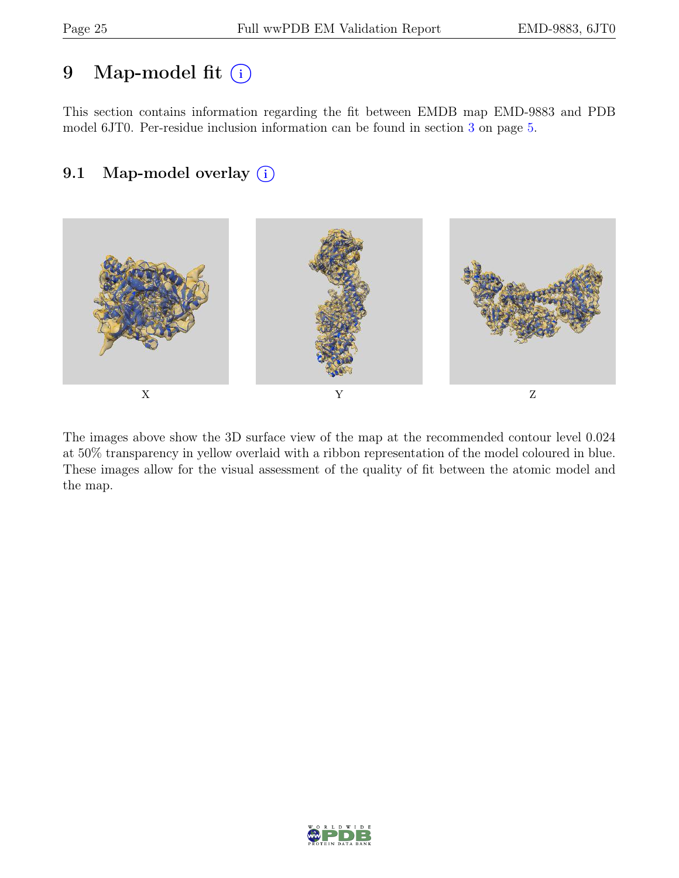# 9 Map-model fit (i)

This section contains information regarding the fit between EMDB map EMD-9883 and PDB model 6JT0. Per-residue inclusion information can be found in section 3 on page 5.

## 9.1 Map-model overlay (i)

X

Y

Z

The images above show the 3D surface view of the map at the recommended contour level 0.024 at 50% transparency in yellow overlaid with a ribbon representation of the model coloured in blue. These images allow for the visual assessment of the quality of fit between the atomic model and the map.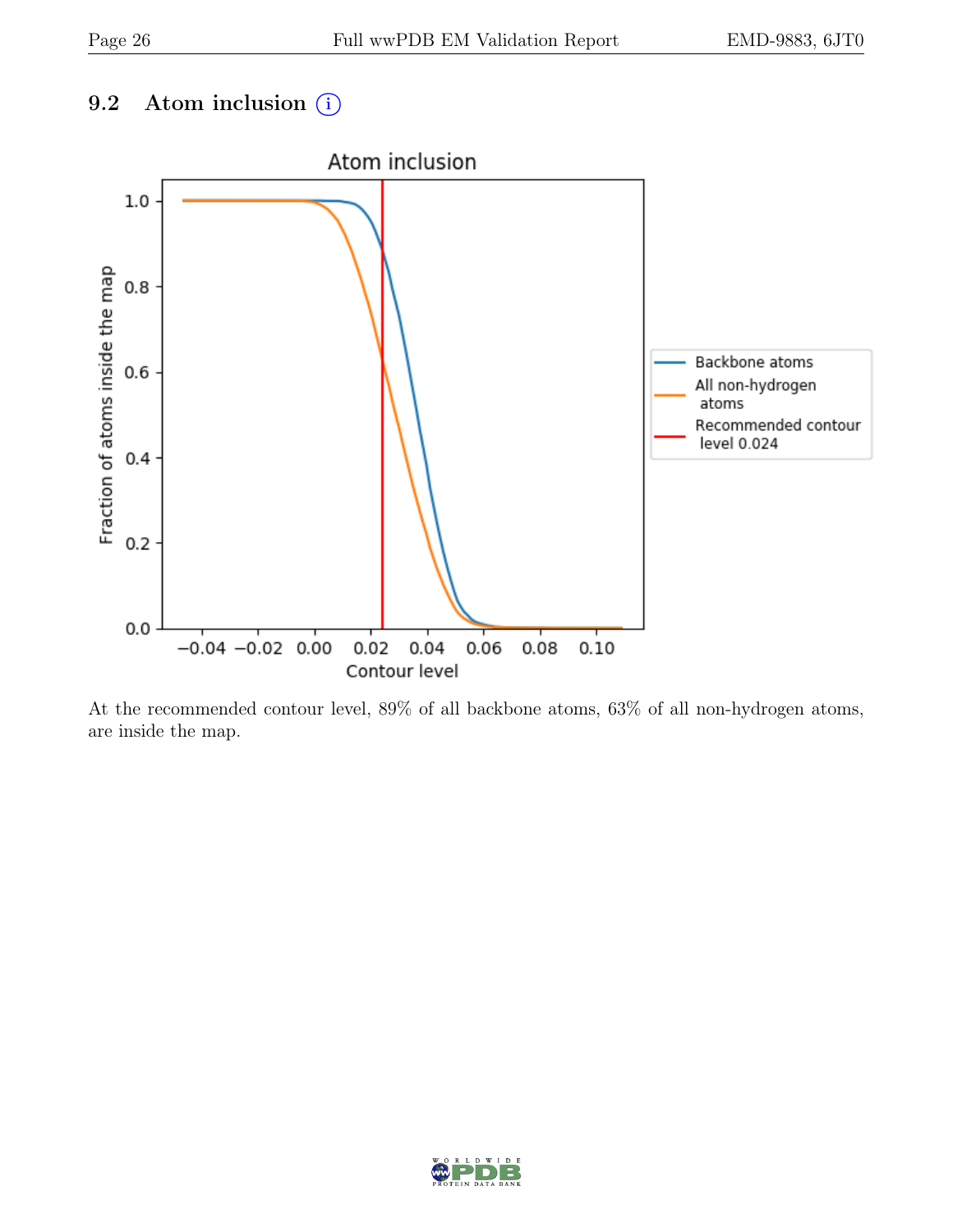## 9.2 Atom inclusion

Atom inclusion

Fraction of atoms inside the map

Contour level

1.0
0.8
0.6
0.4
0.2
0.0

−0.04 −0.02 0.00 0.02 0.04 0.06 0.08 0.10

Backbone atoms

All non-hydrogen atoms

Recommended contour level 0.024

At the recommended contour level, 89% of all backbone atoms, 63% of all non-hydrogen atoms, are inside the map.